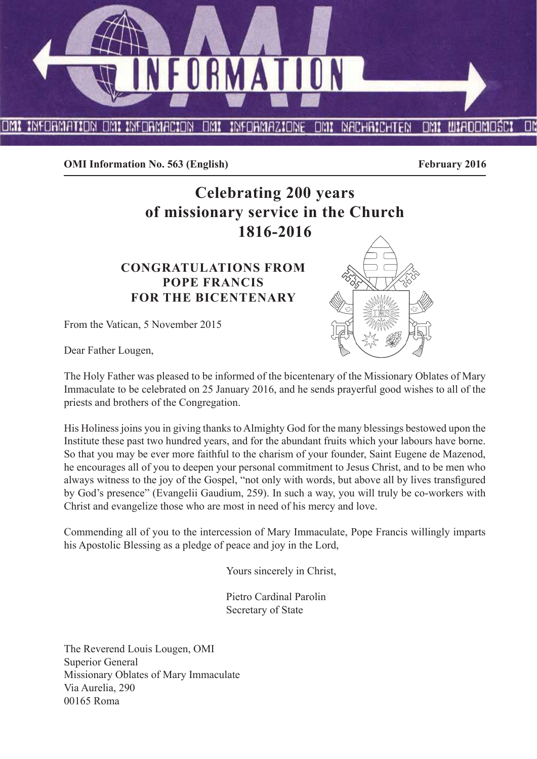**OMI Information No. 563 (English)** **February 2016**

# Celebrating 200 years of missionary service in the Church 1816-2016

## CONGRATULATIONS FROM POPE FRANCIS FOR THE BICENTENARY

From the Vatican, 5 November 2015

Dear Father Lougen,

The Holy Father was pleased to be informed of the bicentenary of the Missionary Oblates of Mary Immaculate to be celebrated on 25 January 2016, and he sends prayerful good wishes to all of the priests and brothers of the Congregation.

His Holiness joins you in giving thanks to Almighty God for the many blessings bestowed upon the Institute these past two hundred years, and for the abundant fruits which your labours have borne. So that you may be ever more faithful to the charism of your founder, Saint Eugene de Mazenod, he encourages all of you to deepen your personal commitment to Jesus Christ, and to be men who always witness to the joy of the Gospel, "not only with words, but above all by lives transfigured by God's presence" (Evangelii Gaudium, 259). In such a way, you will truly be co-workers with Christ and evangelize those who are most in need of his mercy and love.

Commending all of you to the intercession of Mary Immaculate, Pope Francis willingly imparts his Apostolic Blessing as a pledge of peace and joy in the Lord,

Yours sincerely in Christ,

Pietro Cardinal Parolin
Secretary of State

The Reverend Louis Lougen, OMI
Superior General
Missionary Oblates of Mary Immaculate
Via Aurelia, 290
00165 Roma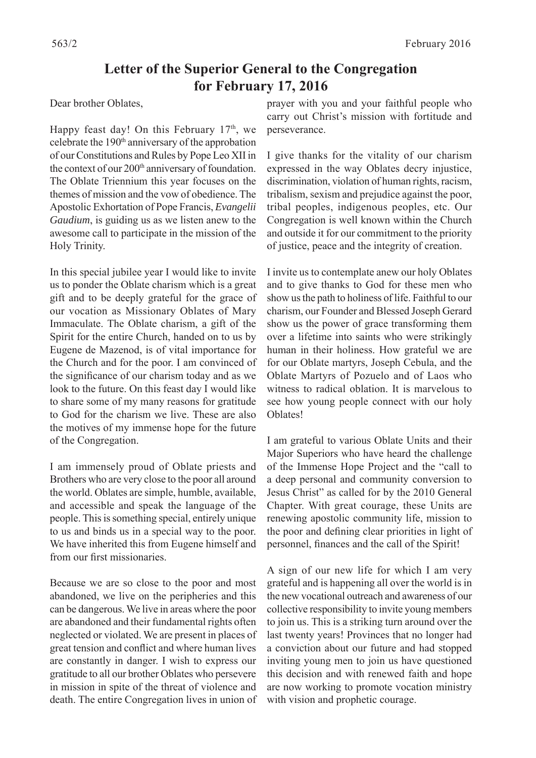# Letter of the Superior General to the Congregation for February 17, 2016

Dear brother Oblates,

Happy feast day! On this February 17th, we celebrate the 190th anniversary of the approbation of our Constitutions and Rules by Pope Leo XII in the context of our 200th anniversary of foundation. The Oblate Triennium this year focuses on the themes of mission and the vow of obedience. The Apostolic Exhortation of Pope Francis, *Evangelii Gaudium*, is guiding us as we listen anew to the awesome call to participate in the mission of the Holy Trinity.

In this special jubilee year I would like to invite us to ponder the Oblate charism which is a great gift and to be deeply grateful for the grace of our vocation as Missionary Oblates of Mary Immaculate. The Oblate charism, a gift of the Spirit for the entire Church, handed on to us by Eugene de Mazenod, is of vital importance for the Church and for the poor. I am convinced of the significance of our charism today and as we look to the future. On this feast day I would like to share some of my many reasons for gratitude to God for the charism we live. These are also the motives of my immense hope for the future of the Congregation.

I am immensely proud of Oblate priests and Brothers who are very close to the poor all around the world. Oblates are simple, humble, available, and accessible and speak the language of the people. This is something special, entirely unique to us and binds us in a special way to the poor. We have inherited this from Eugene himself and from our first missionaries.

Because we are so close to the poor and most abandoned, we live on the peripheries and this can be dangerous. We live in areas where the poor are abandoned and their fundamental rights often neglected or violated. We are present in places of great tension and conflict and where human lives are constantly in danger. I wish to express our gratitude to all our brother Oblates who persevere in mission in spite of the threat of violence and death. The entire Congregation lives in union of prayer with you and your faithful people who carry out Christ's mission with fortitude and perseverance.

I give thanks for the vitality of our charism expressed in the way Oblates decry injustice, discrimination, violation of human rights, racism, tribalism, sexism and prejudice against the poor, tribal peoples, indigenous peoples, etc. Our Congregation is well known within the Church and outside it for our commitment to the priority of justice, peace and the integrity of creation.

I invite us to contemplate anew our holy Oblates and to give thanks to God for these men who show us the path to holiness of life. Faithful to our charism, our Founder and Blessed Joseph Gerard show us the power of grace transforming them over a lifetime into saints who were strikingly human in their holiness. How grateful we are for our Oblate martyrs, Joseph Cebula, and the Oblate Martyrs of Pozuelo and of Laos who witness to radical oblation. It is marvelous to see how young people connect with our holy Oblates!

I am grateful to various Oblate Units and their Major Superiors who have heard the challenge of the Immense Hope Project and the "call to a deep personal and community conversion to Jesus Christ" as called for by the 2010 General Chapter. With great courage, these Units are renewing apostolic community life, mission to the poor and defining clear priorities in light of personnel, finances and the call of the Spirit!

A sign of our new life for which I am very grateful and is happening all over the world is in the new vocational outreach and awareness of our collective responsibility to invite young members to join us. This is a striking turn around over the last twenty years! Provinces that no longer had a conviction about our future and had stopped inviting young men to join us have questioned this decision and with renewed faith and hope are now working to promote vocation ministry with vision and prophetic courage.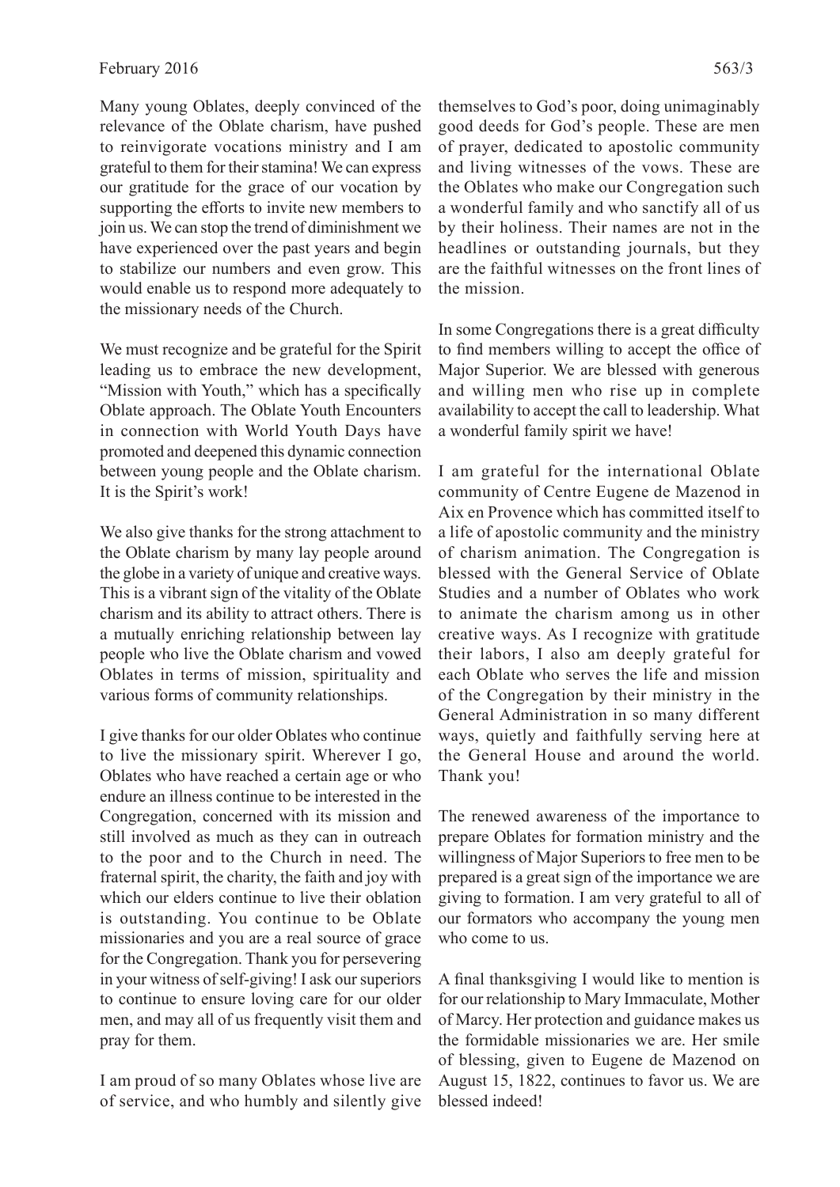Many young Oblates, deeply convinced of the relevance of the Oblate charism, have pushed to reinvigorate vocations ministry and I am grateful to them for their stamina! We can express our gratitude for the grace of our vocation by supporting the efforts to invite new members to join us. We can stop the trend of diminishment we have experienced over the past years and begin to stabilize our numbers and even grow. This would enable us to respond more adequately to the missionary needs of the Church.

We must recognize and be grateful for the Spirit leading us to embrace the new development, "Mission with Youth," which has a specifically Oblate approach. The Oblate Youth Encounters in connection with World Youth Days have promoted and deepened this dynamic connection between young people and the Oblate charism. It is the Spirit's work!

We also give thanks for the strong attachment to the Oblate charism by many lay people around the globe in a variety of unique and creative ways. This is a vibrant sign of the vitality of the Oblate charism and its ability to attract others. There is a mutually enriching relationship between lay people who live the Oblate charism and vowed Oblates in terms of mission, spirituality and various forms of community relationships.

I give thanks for our older Oblates who continue to live the missionary spirit. Wherever I go, Oblates who have reached a certain age or who endure an illness continue to be interested in the Congregation, concerned with its mission and still involved as much as they can in outreach to the poor and to the Church in need. The fraternal spirit, the charity, the faith and joy with which our elders continue to live their oblation is outstanding. You continue to be Oblate missionaries and you are a real source of grace for the Congregation. Thank you for persevering in your witness of self-giving! I ask our superiors to continue to ensure loving care for our older men, and may all of us frequently visit them and pray for them.

I am proud of so many Oblates whose live are of service, and who humbly and silently give themselves to God's poor, doing unimaginably good deeds for God's people. These are men of prayer, dedicated to apostolic community and living witnesses of the vows. These are the Oblates who make our Congregation such a wonderful family and who sanctify all of us by their holiness. Their names are not in the headlines or outstanding journals, but they are the faithful witnesses on the front lines of the mission.

In some Congregations there is a great difficulty to find members willing to accept the office of Major Superior. We are blessed with generous and willing men who rise up in complete availability to accept the call to leadership. What a wonderful family spirit we have!

I am grateful for the international Oblate community of Centre Eugene de Mazenod in Aix en Provence which has committed itself to a life of apostolic community and the ministry of charism animation. The Congregation is blessed with the General Service of Oblate Studies and a number of Oblates who work to animate the charism among us in other creative ways. As I recognize with gratitude their labors, I also am deeply grateful for each Oblate who serves the life and mission of the Congregation by their ministry in the General Administration in so many different ways, quietly and faithfully serving here at the General House and around the world. Thank you!

The renewed awareness of the importance to prepare Oblates for formation ministry and the willingness of Major Superiors to free men to be prepared is a great sign of the importance we are giving to formation. I am very grateful to all of our formators who accompany the young men who come to us.

A final thanksgiving I would like to mention is for our relationship to Mary Immaculate, Mother of Marcy. Her protection and guidance makes us the formidable missionaries we are. Her smile of blessing, given to Eugene de Mazenod on August 15, 1822, continues to favor us. We are blessed indeed!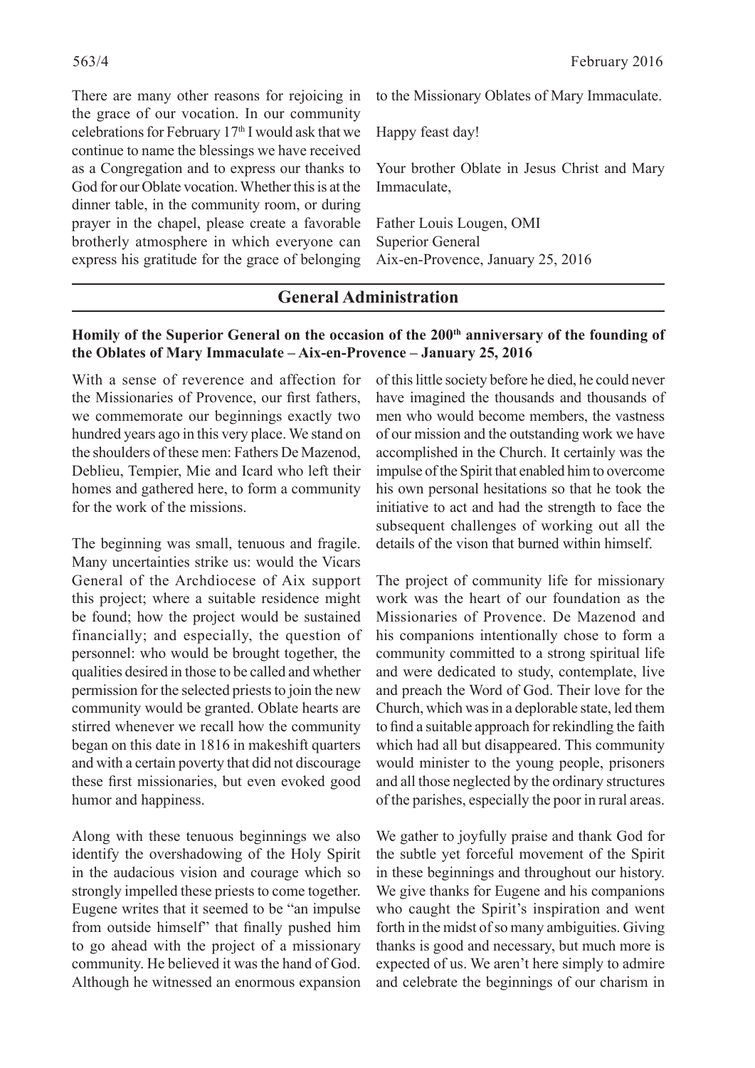There are many other reasons for rejoicing in the grace of our vocation. In our community celebrations for February 17th I would ask that we continue to name the blessings we have received as a Congregation and to express our thanks to God for our Oblate vocation. Whether this is at the dinner table, in the community room, or during prayer in the chapel, please create a favorable brotherly atmosphere in which everyone can express his gratitude for the grace of belonging to the Missionary Oblates of Mary Immaculate.

Happy feast day!

Your brother Oblate in Jesus Christ and Mary Immaculate,

Father Louis Lougen, OMI
Superior General
Aix-en-Provence, January 25, 2016

## General Administration

**Homily of the Superior General on the occasion of the 200th anniversary of the founding of the Oblates of Mary Immaculate – Aix-en-Provence – January 25, 2016**

With a sense of reverence and affection for the Missionaries of Provence, our first fathers, we commemorate our beginnings exactly two hundred years ago in this very place. We stand on the shoulders of these men: Fathers De Mazenod, Deblieu, Tempier, Mie and Icard who left their homes and gathered here, to form a community for the work of the missions.

The beginning was small, tenuous and fragile. Many uncertainties strike us: would the Vicars General of the Archdiocese of Aix support this project; where a suitable residence might be found; how the project would be sustained financially; and especially, the question of personnel: who would be brought together, the qualities desired in those to be called and whether permission for the selected priests to join the new community would be granted. Oblate hearts are stirred whenever we recall how the community began on this date in 1816 in makeshift quarters and with a certain poverty that did not discourage these first missionaries, but even evoked good humor and happiness.

Along with these tenuous beginnings we also identify the overshadowing of the Holy Spirit in the audacious vision and courage which so strongly impelled these priests to come together. Eugene writes that it seemed to be "an impulse from outside himself" that finally pushed him to go ahead with the project of a missionary community. He believed it was the hand of God. Although he witnessed an enormous expansion of this little society before he died, he could never have imagined the thousands and thousands of men who would become members, the vastness of our mission and the outstanding work we have accomplished in the Church. It certainly was the impulse of the Spirit that enabled him to overcome his own personal hesitations so that he took the initiative to act and had the strength to face the subsequent challenges of working out all the details of the vison that burned within himself.

The project of community life for missionary work was the heart of our foundation as the Missionaries of Provence. De Mazenod and his companions intentionally chose to form a community committed to a strong spiritual life and were dedicated to study, contemplate, live and preach the Word of God. Their love for the Church, which was in a deplorable state, led them to find a suitable approach for rekindling the faith which had all but disappeared. This community would minister to the young people, prisoners and all those neglected by the ordinary structures of the parishes, especially the poor in rural areas.

We gather to joyfully praise and thank God for the subtle yet forceful movement of the Spirit in these beginnings and throughout our history. We give thanks for Eugene and his companions who caught the Spirit's inspiration and went forth in the midst of so many ambiguities. Giving thanks is good and necessary, but much more is expected of us. We aren't here simply to admire and celebrate the beginnings of our charism in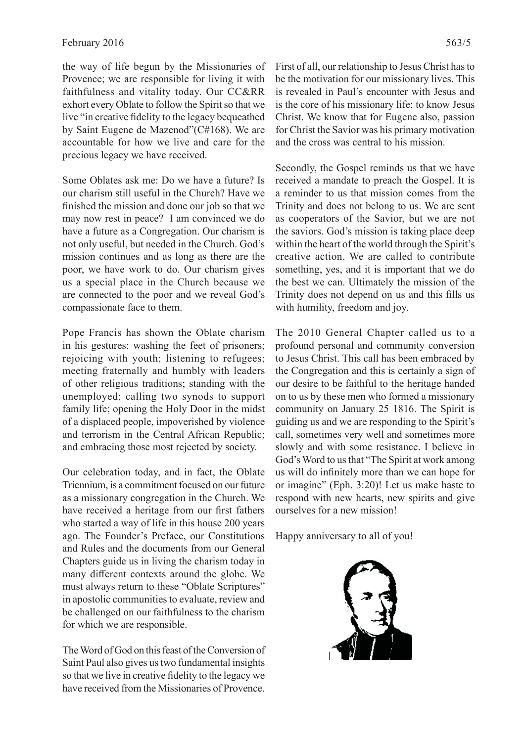the way of life begun by the Missionaries of Provence; we are responsible for living it with faithfulness and vitality today. Our CC&RR exhort every Oblate to follow the Spirit so that we live "in creative fidelity to the legacy bequeathed by Saint Eugene de Mazenod"(C#168). We are accountable for how we live and care for the precious legacy we have received.

Some Oblates ask me: Do we have a future? Is our charism still useful in the Church? Have we finished the mission and done our job so that we may now rest in peace? I am convinced we do have a future as a Congregation. Our charism is not only useful, but needed in the Church. God's mission continues and as long as there are the poor, we have work to do. Our charism gives us a special place in the Church because we are connected to the poor and we reveal God's compassionate face to them.

Pope Francis has shown the Oblate charism in his gestures: washing the feet of prisoners; rejoicing with youth; listening to refugees; meeting fraternally and humbly with leaders of other religious traditions; standing with the unemployed; calling two synods to support family life; opening the Holy Door in the midst of a displaced people, impoverished by violence and terrorism in the Central African Republic; and embracing those most rejected by society.

Our celebration today, and in fact, the Oblate Triennium, is a commitment focused on our future as a missionary congregation in the Church. We have received a heritage from our first fathers who started a way of life in this house 200 years ago. The Founder's Preface, our Constitutions and Rules and the documents from our General Chapters guide us in living the charism today in many different contexts around the globe. We must always return to these "Oblate Scriptures" in apostolic communities to evaluate, review and be challenged on our faithfulness to the charism for which we are responsible.

The Word of God on this feast of the Conversion of Saint Paul also gives us two fundamental insights so that we live in creative fidelity to the legacy we have received from the Missionaries of Provence.

First of all, our relationship to Jesus Christ has to be the motivation for our missionary lives. This is revealed in Paul's encounter with Jesus and is the core of his missionary life: to know Jesus Christ. We know that for Eugene also, passion for Christ the Savior was his primary motivation and the cross was central to his mission.

Secondly, the Gospel reminds us that we have received a mandate to preach the Gospel. It is a reminder to us that mission comes from the Trinity and does not belong to us. We are sent as cooperators of the Savior, but we are not the saviors. God's mission is taking place deep within the heart of the world through the Spirit's creative action. We are called to contribute something, yes, and it is important that we do the best we can. Ultimately the mission of the Trinity does not depend on us and this fills us with humility, freedom and joy.

The 2010 General Chapter called us to a profound personal and community conversion to Jesus Christ. This call has been embraced by the Congregation and this is certainly a sign of our desire to be faithful to the heritage handed on to us by these men who formed a missionary community on January 25 1816. The Spirit is guiding us and we are responding to the Spirit's call, sometimes very well and sometimes more slowly and with some resistance. I believe in God's Word to us that "The Spirit at work among us will do infinitely more than we can hope for or imagine" (Eph. 3:20)! Let us make haste to respond with new hearts, new spirits and give ourselves for a new mission!

Happy anniversary to all of you!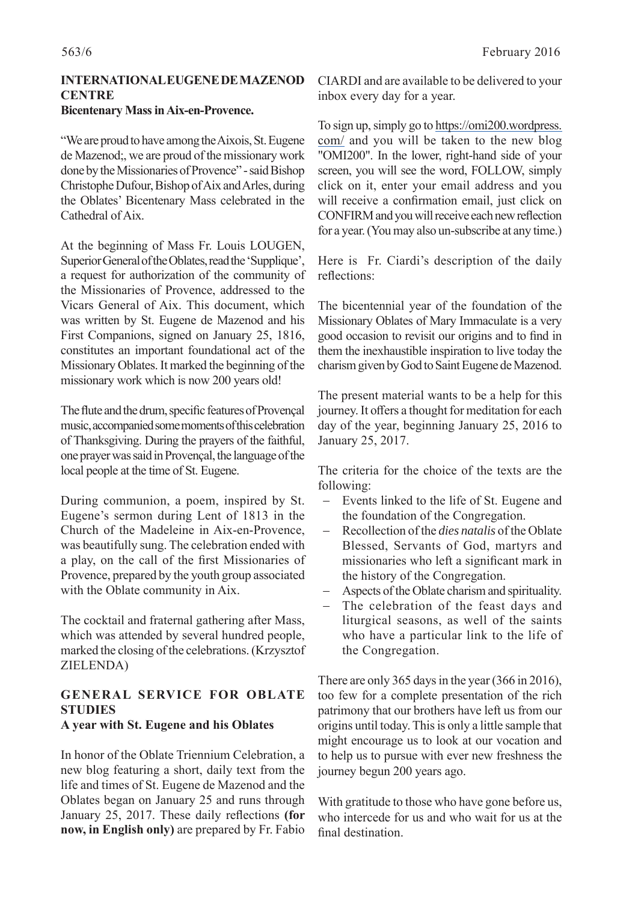## INTERNATIONAL EUGENE DE MAZENOD CENTRE

### Bicentenary Mass in Aix-en-Provence.

"We are proud to have among the Aixois, St. Eugene de Mazenod;, we are proud of the missionary work done by the Missionaries of Provence" - said Bishop Christophe Dufour, Bishop of Aix and Arles, during the Oblates' Bicentenary Mass celebrated in the Cathedral of Aix.

At the beginning of Mass Fr. Louis LOUGEN, Superior General of the Oblates, read the 'Supplique', a request for authorization of the community of the Missionaries of Provence, addressed to the Vicars General of Aix. This document, which was written by St. Eugene de Mazenod and his First Companions, signed on January 25, 1816, constitutes an important foundational act of the Missionary Oblates. It marked the beginning of the missionary work which is now 200 years old!

The flute and the drum, specific features of Provençal music, accompanied some moments of this celebration of Thanksgiving. During the prayers of the faithful, one prayer was said in Provençal, the language of the local people at the time of St. Eugene.

During communion, a poem, inspired by St. Eugene's sermon during Lent of 1813 in the Church of the Madeleine in Aix-en-Provence, was beautifully sung. The celebration ended with a play, on the call of the first Missionaries of Provence, prepared by the youth group associated with the Oblate community in Aix.

The cocktail and fraternal gathering after Mass, which was attended by several hundred people, marked the closing of the celebrations. (Krzysztof ZIELENDA)

## GENERAL SERVICE FOR OBLATE STUDIES

### A year with St. Eugene and his Oblates

In honor of the Oblate Triennium Celebration, a new blog featuring a short, daily text from the life and times of St. Eugene de Mazenod and the Oblates began on January 25 and runs through January 25, 2017. These daily reflections **(for now, in English only)** are prepared by Fr. Fabio CIARDI and are available to be delivered to your inbox every day for a year.

To sign up, simply go to https://omi200.wordpress.com/ and you will be taken to the new blog "OMI200". In the lower, right-hand side of your screen, you will see the word, FOLLOW, simply click on it, enter your email address and you will receive a confirmation email, just click on CONFIRM and you will receive each new reflection for a year. (You may also un-subscribe at any time.)

Here is Fr. Ciardi's description of the daily reflections:

The bicentennial year of the foundation of the Missionary Oblates of Mary Immaculate is a very good occasion to revisit our origins and to find in them the inexhaustible inspiration to live today the charism given by God to Saint Eugene de Mazenod.

The present material wants to be a help for this journey. It offers a thought for meditation for each day of the year, beginning January 25, 2016 to January 25, 2017.

The criteria for the choice of the texts are the following:

- Events linked to the life of St. Eugene and the foundation of the Congregation.
- Recollection of the *dies natalis* of the Oblate Blessed, Servants of God, martyrs and missionaries who left a significant mark in the history of the Congregation.
- Aspects of the Oblate charism and spirituality.
- The celebration of the feast days and liturgical seasons, as well of the saints who have a particular link to the life of the Congregation.

There are only 365 days in the year (366 in 2016), too few for a complete presentation of the rich patrimony that our brothers have left us from our origins until today. This is only a little sample that might encourage us to look at our vocation and to help us to pursue with ever new freshness the journey begun 200 years ago.

With gratitude to those who have gone before us, who intercede for us and who wait for us at the final destination.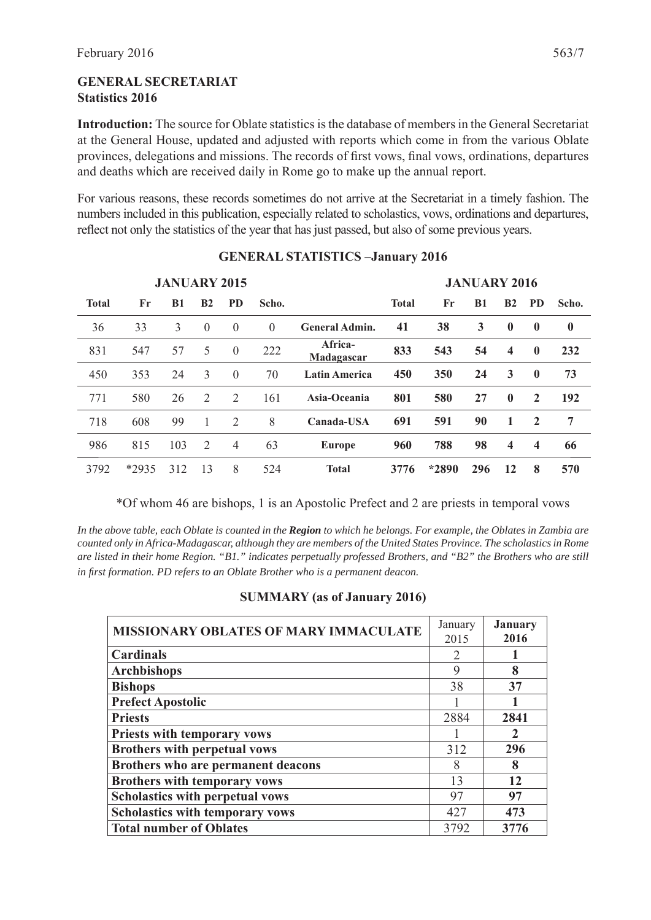## GENERAL SECRETARIAT
### Statistics 2016

**Introduction:** The source for Oblate statistics is the database of members in the General Secretariat at the General House, updated and adjusted with reports which come in from the various Oblate provinces, delegations and missions. The records of first vows, final vows, ordinations, departures and deaths which are received daily in Rome go to make up the annual report.

For various reasons, these records sometimes do not arrive at the Secretariat in a timely fashion. The numbers included in this publication, especially related to scholastics, vows, ordinations and departures, reflect not only the statistics of the year that has just passed, but also of some previous years.

### GENERAL STATISTICS –January 2016

| JANUARY 2015 | | | | | | | JANUARY 2016 | | | | | |
|---|---|---|---|---|---|---|---|---|---|---|---|---|
| Total | Fr | B1 | B2 | PD | Scho. | | Total | Fr | B1 | B2 | PD | Scho. |
| 36 | 33 | 3 | 0 | 0 | 0 | **General Admin.** | **41** | **38** | **3** | **0** | **0** | **0** |
| 831 | 547 | 57 | 5 | 0 | 222 | **Africa-Madagascar** | **833** | **543** | **54** | **4** | **0** | **232** |
| 450 | 353 | 24 | 3 | 0 | 70 | **Latin America** | **450** | **350** | **24** | **3** | **0** | **73** |
| 771 | 580 | 26 | 2 | 2 | 161 | **Asia-Oceania** | **801** | **580** | **27** | **0** | **2** | **192** |
| 718 | 608 | 99 | 1 | 2 | 8 | **Canada-USA** | **691** | **591** | **90** | **1** | **2** | **7** |
| 986 | 815 | 103 | 2 | 4 | 63 | **Europe** | **960** | **788** | **98** | **4** | **4** | **66** |
| 3792 | *2935 | 312 | 13 | 8 | 524 | **Total** | **3776** | ***2890** | **296** | **12** | **8** | **570** |

*Of whom 46 are bishops, 1 is an Apostolic Prefect and 2 are priests in temporal vows

*In the above table, each Oblate is counted in the* ***Region*** *to which he belongs. For example, the Oblates in Zambia are counted only in Africa-Madagascar, although they are members of the United States Province. The scholastics in Rome are listed in their home Region. "B1." indicates perpetually professed Brothers, and "B2" the Brothers who are still in first formation. PD refers to an Oblate Brother who is a permanent deacon.*

### SUMMARY (as of January 2016)

| MISSIONARY OBLATES OF MARY IMMACULATE | January 2015 | **January 2016** |
|---|---|---|
| **Cardinals** | 2 | **1** |
| **Archbishops** | 9 | **8** |
| **Bishops** | 38 | **37** |
| **Prefect Apostolic** | 1 | **1** |
| **Priests** | 2884 | **2841** |
| **Priests with temporary vows** | 1 | **2** |
| **Brothers with perpetual vows** | 312 | **296** |
| **Brothers who are permanent deacons** | 8 | **8** |
| **Brothers with temporary vows** | 13 | **12** |
| **Scholastics with perpetual vows** | 97 | **97** |
| **Scholastics with temporary vows** | 427 | **473** |
| **Total number of Oblates** | 3792 | **3776** |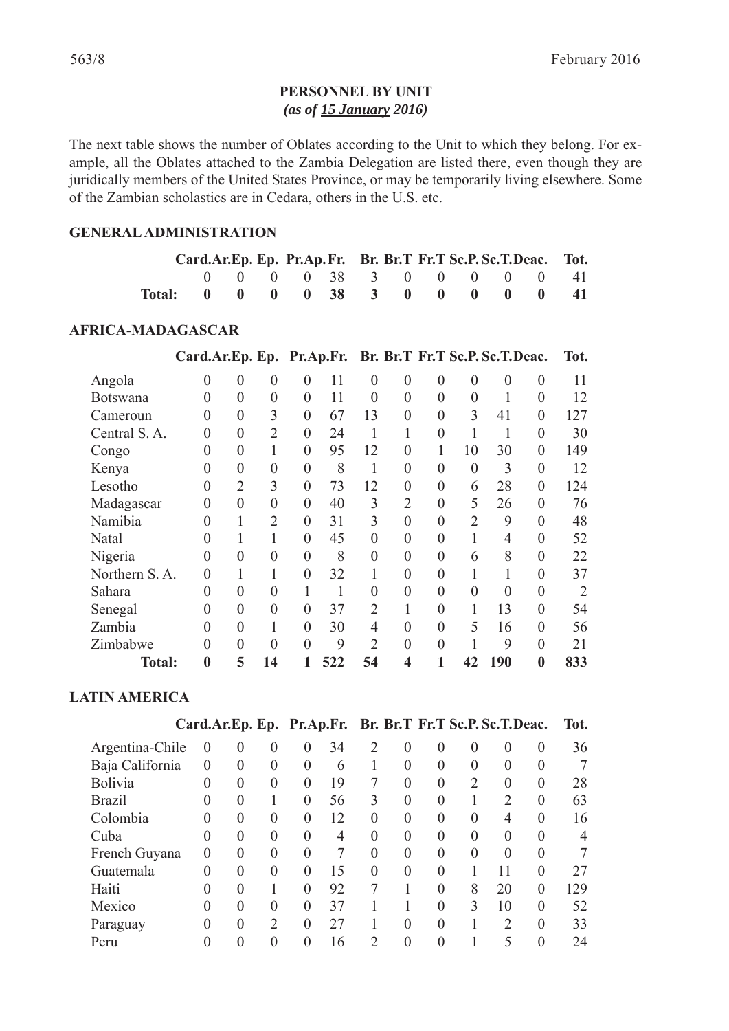## PERSONNEL BY UNIT

***(as of 15 January 2016)***

The next table shows the number of Oblates according to the Unit to which they belong. For example, all the Oblates attached to the Zambia Delegation are listed there, even though they are juridically members of the United States Province, or may be temporarily living elsewhere. Some of the Zambian scholastics are in Cedara, others in the U.S. etc.

### GENERAL ADMINISTRATION

| | Card. | Ar.Ep. | Ep. | Pr.Ap. | Fr. | Br. | Br.T | Fr.T | Sc.P. | Sc.T. | Deac. | Tot. |
|---|---|---|---|---|---|---|---|---|---|---|---|---|
| | 0 | 0 | 0 | 0 | 38 | 3 | 0 | 0 | 0 | 0 | 0 | 41 |
| **Total:** | **0** | **0** | **0** | **0** | **38** | **3** | **0** | **0** | **0** | **0** | **0** | **41** |

### AFRICA-MADAGASCAR

| | Card. | Ar.Ep. | Ep. | Pr.Ap. | Fr. | Br. | Br.T | Fr.T | Sc.P. | Sc.T. | Deac. | Tot. |
|---|---|---|---|---|---|---|---|---|---|---|---|---|
| Angola | 0 | 0 | 0 | 0 | 11 | 0 | 0 | 0 | 0 | 0 | 0 | 11 |
| Botswana | 0 | 0 | 0 | 0 | 11 | 0 | 0 | 0 | 0 | 1 | 0 | 12 |
| Cameroun | 0 | 0 | 3 | 0 | 67 | 13 | 0 | 0 | 3 | 41 | 0 | 127 |
| Central S. A. | 0 | 0 | 2 | 0 | 24 | 1 | 1 | 0 | 1 | 1 | 0 | 30 |
| Congo | 0 | 0 | 1 | 0 | 95 | 12 | 0 | 1 | 10 | 30 | 0 | 149 |
| Kenya | 0 | 0 | 0 | 0 | 8 | 1 | 0 | 0 | 0 | 3 | 0 | 12 |
| Lesotho | 0 | 2 | 3 | 0 | 73 | 12 | 0 | 0 | 6 | 28 | 0 | 124 |
| Madagascar | 0 | 0 | 0 | 0 | 40 | 3 | 2 | 0 | 5 | 26 | 0 | 76 |
| Namibia | 0 | 1 | 2 | 0 | 31 | 3 | 0 | 0 | 2 | 9 | 0 | 48 |
| Natal | 0 | 1 | 1 | 0 | 45 | 0 | 0 | 0 | 1 | 4 | 0 | 52 |
| Nigeria | 0 | 0 | 0 | 0 | 8 | 0 | 0 | 0 | 6 | 8 | 0 | 22 |
| Northern S. A. | 0 | 1 | 1 | 0 | 32 | 1 | 0 | 0 | 1 | 1 | 0 | 37 |
| Sahara | 0 | 0 | 0 | 1 | 1 | 0 | 0 | 0 | 0 | 0 | 0 | 2 |
| Senegal | 0 | 0 | 0 | 0 | 37 | 2 | 1 | 0 | 1 | 13 | 0 | 54 |
| Zambia | 0 | 0 | 1 | 0 | 30 | 4 | 0 | 0 | 5 | 16 | 0 | 56 |
| Zimbabwe | 0 | 0 | 0 | 0 | 9 | 2 | 0 | 0 | 1 | 9 | 0 | 21 |
| **Total:** | **0** | **5** | **14** | **1** | **522** | **54** | **4** | **1** | **42** | **190** | **0** | **833** |

### LATIN AMERICA

| | Card. | Ar.Ep. | Ep. | Pr.Ap. | Fr. | Br. | Br.T | Fr.T | Sc.P. | Sc.T. | Deac. | Tot. |
|---|---|---|---|---|---|---|---|---|---|---|---|---|
| Argentina-Chile | 0 | 0 | 0 | 0 | 34 | 2 | 0 | 0 | 0 | 0 | 0 | 36 |
| Baja California | 0 | 0 | 0 | 0 | 6 | 1 | 0 | 0 | 0 | 0 | 0 | 7 |
| Bolivia | 0 | 0 | 0 | 0 | 19 | 7 | 0 | 0 | 2 | 0 | 0 | 28 |
| Brazil | 0 | 0 | 1 | 0 | 56 | 3 | 0 | 0 | 1 | 2 | 0 | 63 |
| Colombia | 0 | 0 | 0 | 0 | 12 | 0 | 0 | 0 | 0 | 4 | 0 | 16 |
| Cuba | 0 | 0 | 0 | 0 | 4 | 0 | 0 | 0 | 0 | 0 | 0 | 4 |
| French Guyana | 0 | 0 | 0 | 0 | 7 | 0 | 0 | 0 | 0 | 0 | 0 | 7 |
| Guatemala | 0 | 0 | 0 | 0 | 15 | 0 | 0 | 0 | 1 | 11 | 0 | 27 |
| Haiti | 0 | 0 | 1 | 0 | 92 | 7 | 1 | 0 | 8 | 20 | 0 | 129 |
| Mexico | 0 | 0 | 0 | 0 | 37 | 1 | 1 | 0 | 3 | 10 | 0 | 52 |
| Paraguay | 0 | 0 | 2 | 0 | 27 | 1 | 0 | 0 | 1 | 2 | 0 | 33 |
| Peru | 0 | 0 | 0 | 0 | 16 | 2 | 0 | 0 | 1 | 5 | 0 | 24 |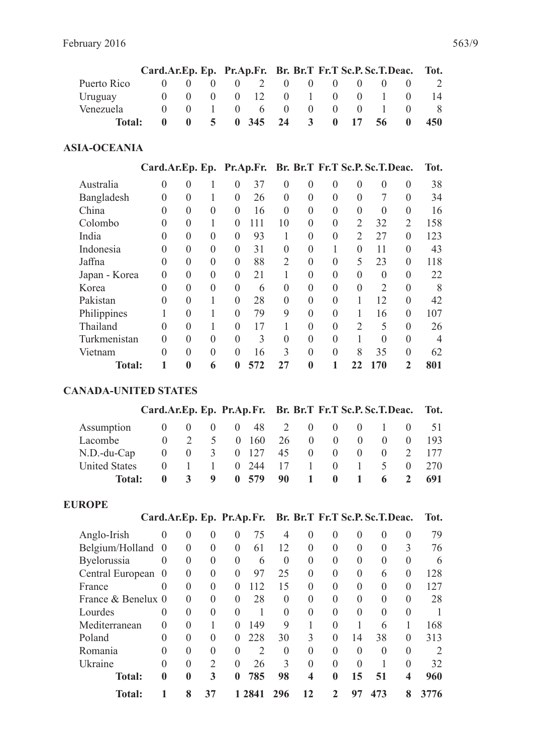| | Card. | Ar.Ep. | Ep. | Pr. | Ap.Fr. | Br. | Br.T | Fr.T | Sc.P. | Sc.T. | Deac. | Tot. |
|---|---|---|---|---|---|---|---|---|---|---|---|---|
| Puerto Rico | 0 | 0 | 0 | 0 | 2 | 0 | 0 | 0 | 0 | 0 | 0 | 2 |
| Uruguay | 0 | 0 | 0 | 0 | 12 | 0 | 1 | 0 | 0 | 1 | 0 | 14 |
| Venezuela | 0 | 0 | 1 | 0 | 6 | 0 | 0 | 0 | 0 | 1 | 0 | 8 |
| **Total:** | **0** | **0** | **5** | **0** | **345** | **24** | **3** | **0** | **17** | **56** | **0** | **450** |

**ASIA-OCEANIA**

| | Card. | Ar.Ep. | Ep. | Pr. | Ap.Fr. | Br. | Br.T | Fr.T | Sc.P. | Sc.T. | Deac. | Tot. |
|---|---|---|---|---|---|---|---|---|---|---|---|---|
| Australia | 0 | 0 | 1 | 0 | 37 | 0 | 0 | 0 | 0 | 0 | 0 | 38 |
| Bangladesh | 0 | 0 | 1 | 0 | 26 | 0 | 0 | 0 | 0 | 7 | 0 | 34 |
| China | 0 | 0 | 0 | 0 | 16 | 0 | 0 | 0 | 0 | 0 | 0 | 16 |
| Colombo | 0 | 0 | 1 | 0 | 111 | 10 | 0 | 0 | 2 | 32 | 2 | 158 |
| India | 0 | 0 | 0 | 0 | 93 | 1 | 0 | 0 | 2 | 27 | 0 | 123 |
| Indonesia | 0 | 0 | 0 | 0 | 31 | 0 | 0 | 1 | 0 | 11 | 0 | 43 |
| Jaffna | 0 | 0 | 0 | 0 | 88 | 2 | 0 | 0 | 5 | 23 | 0 | 118 |
| Japan - Korea | 0 | 0 | 0 | 0 | 21 | 1 | 0 | 0 | 0 | 0 | 0 | 22 |
| Korea | 0 | 0 | 0 | 0 | 6 | 0 | 0 | 0 | 0 | 2 | 0 | 8 |
| Pakistan | 0 | 0 | 1 | 0 | 28 | 0 | 0 | 0 | 1 | 12 | 0 | 42 |
| Philippines | 1 | 0 | 1 | 0 | 79 | 9 | 0 | 0 | 1 | 16 | 0 | 107 |
| Thailand | 0 | 0 | 1 | 0 | 17 | 1 | 0 | 0 | 2 | 5 | 0 | 26 |
| Turkmenistan | 0 | 0 | 0 | 0 | 3 | 0 | 0 | 0 | 1 | 0 | 0 | 4 |
| Vietnam | 0 | 0 | 0 | 0 | 16 | 3 | 0 | 0 | 8 | 35 | 0 | 62 |
| **Total:** | **1** | **0** | **6** | **0** | **572** | **27** | **0** | **1** | **22** | **170** | **2** | **801** |

**CANADA-UNITED STATES**

| | Card. | Ar.Ep. | Ep. | Pr. | Ap.Fr. | Br. | Br.T | Fr.T | Sc.P. | Sc.T. | Deac. | Tot. |
|---|---|---|---|---|---|---|---|---|---|---|---|---|
| Assumption | 0 | 0 | 0 | 0 | 48 | 2 | 0 | 0 | 0 | 1 | 0 | 51 |
| Lacombe | 0 | 2 | 5 | 0 | 160 | 26 | 0 | 0 | 0 | 0 | 0 | 193 |
| N.D.-du-Cap | 0 | 0 | 3 | 0 | 127 | 45 | 0 | 0 | 0 | 0 | 2 | 177 |
| United States | 0 | 1 | 1 | 0 | 244 | 17 | 1 | 0 | 1 | 5 | 0 | 270 |
| **Total:** | **0** | **3** | **9** | **0** | **579** | **90** | **1** | **0** | **1** | **6** | **2** | **691** |

**EUROPE**

| | Card. | Ar.Ep. | Ep. | Pr. | Ap.Fr. | Br. | Br.T | Fr.T | Sc.P. | Sc.T. | Deac. | Tot. |
|---|---|---|---|---|---|---|---|---|---|---|---|---|
| Anglo-Irish | 0 | 0 | 0 | 0 | 75 | 4 | 0 | 0 | 0 | 0 | 0 | 79 |
| Belgium/Holland | 0 | 0 | 0 | 0 | 61 | 12 | 0 | 0 | 0 | 0 | 3 | 76 |
| Byelorussia | 0 | 0 | 0 | 0 | 6 | 0 | 0 | 0 | 0 | 0 | 0 | 6 |
| Central European | 0 | 0 | 0 | 0 | 97 | 25 | 0 | 0 | 0 | 6 | 0 | 128 |
| France | 0 | 0 | 0 | 0 | 112 | 15 | 0 | 0 | 0 | 0 | 0 | 127 |
| France & Benelux | 0 | 0 | 0 | 0 | 28 | 0 | 0 | 0 | 0 | 0 | 0 | 28 |
| Lourdes | 0 | 0 | 0 | 0 | 1 | 0 | 0 | 0 | 0 | 0 | 0 | 1 |
| Mediterranean | 0 | 0 | 1 | 0 | 149 | 9 | 1 | 0 | 1 | 6 | 1 | 168 |
| Poland | 0 | 0 | 0 | 0 | 228 | 30 | 3 | 0 | 14 | 38 | 0 | 313 |
| Romania | 0 | 0 | 0 | 0 | 2 | 0 | 0 | 0 | 0 | 0 | 0 | 2 |
| Ukraine | 0 | 0 | 2 | 0 | 26 | 3 | 0 | 0 | 0 | 1 | 0 | 32 |
| **Total:** | **0** | **0** | **3** | **0** | **785** | **98** | **4** | **0** | **15** | **51** | **4** | **960** |
| **Total:** | **1** | **8** | **37** | **1** | **2841** | **296** | **12** | **2** | **97** | **473** | **8** | **3776** |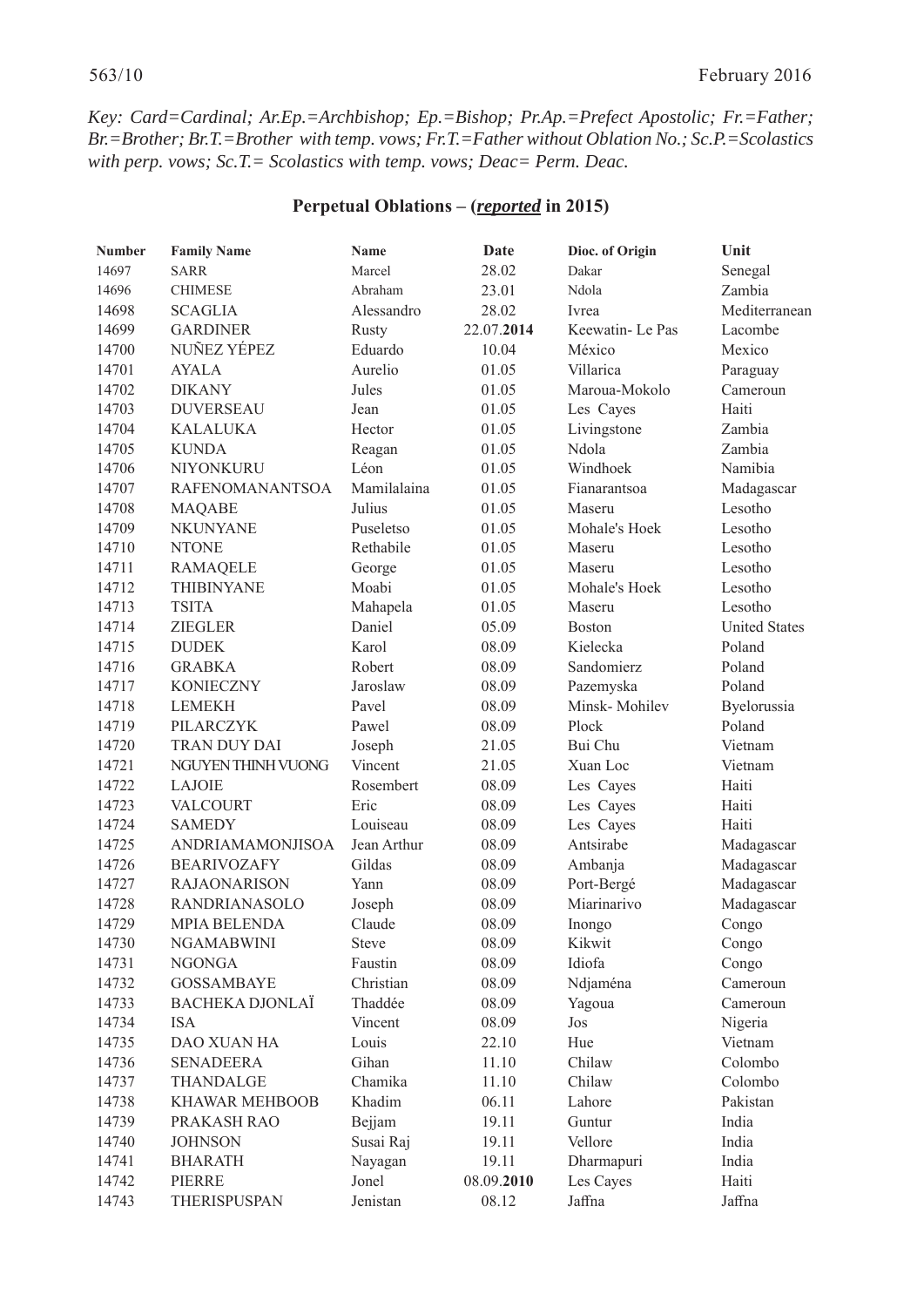*Key: Card=Cardinal; Ar.Ep.=Archbishop; Ep.=Bishop; Pr.Ap.=Prefect Apostolic; Fr.=Father; Br.=Brother; Br.T.=Brother with temp. vows; Fr.T.=Father without Oblation No.; Sc.P.=Scolastics with perp. vows; Sc.T.= Scolastics with temp. vows; Deac= Perm. Deac.*

## Perpetual Oblations – (*reported* in 2015)

| Number | Family Name | Name | Date | Dioc. of Origin | Unit |
|---|---|---|---|---|---|
| 14697 | SARR | Marcel | 28.02 | Dakar | Senegal |
| 14696 | CHIMESE | Abraham | 23.01 | Ndola | Zambia |
| 14698 | SCAGLIA | Alessandro | 28.02 | Ivrea | Mediterranean |
| 14699 | GARDINER | Rusty | 22.07.**2014** | Keewatin- Le Pas | Lacombe |
| 14700 | NUÑEZ YÉPEZ | Eduardo | 10.04 | México | Mexico |
| 14701 | AYALA | Aurelio | 01.05 | Villarica | Paraguay |
| 14702 | DIKANY | Jules | 01.05 | Maroua-Mokolo | Cameroun |
| 14703 | DUVERSEAU | Jean | 01.05 | Les Cayes | Haiti |
| 14704 | KALALUKA | Hector | 01.05 | Livingstone | Zambia |
| 14705 | KUNDA | Reagan | 01.05 | Ndola | Zambia |
| 14706 | NIYONKURU | Léon | 01.05 | Windhoek | Namibia |
| 14707 | RAFENOMANANTSOA | Mamilalaina | 01.05 | Fianarantsoa | Madagascar |
| 14708 | MAQABE | Julius | 01.05 | Maseru | Lesotho |
| 14709 | NKUNYANE | Puseletso | 01.05 | Mohale's Hoek | Lesotho |
| 14710 | NTONE | Rethabile | 01.05 | Maseru | Lesotho |
| 14711 | RAMAQELE | George | 01.05 | Maseru | Lesotho |
| 14712 | THIBINYANE | Moabi | 01.05 | Mohale's Hoek | Lesotho |
| 14713 | TSITA | Mahapela | 01.05 | Maseru | Lesotho |
| 14714 | ZIEGLER | Daniel | 05.09 | Boston | United States |
| 14715 | DUDEK | Karol | 08.09 | Kielecka | Poland |
| 14716 | GRABKA | Robert | 08.09 | Sandomierz | Poland |
| 14717 | KONIECZNY | Jaroslaw | 08.09 | Pazemyska | Poland |
| 14718 | LEMEKH | Pavel | 08.09 | Minsk- Mohilev | Byelorussia |
| 14719 | PILARCZYK | Pawel | 08.09 | Plock | Poland |
| 14720 | TRAN DUY DAI | Joseph | 21.05 | Bui Chu | Vietnam |
| 14721 | NGUYEN THINH VUONG | Vincent | 21.05 | Xuan Loc | Vietnam |
| 14722 | LAJOIE | Rosembert | 08.09 | Les Cayes | Haiti |
| 14723 | VALCOURT | Eric | 08.09 | Les Cayes | Haiti |
| 14724 | SAMEDY | Louiseau | 08.09 | Les Cayes | Haiti |
| 14725 | ANDRIAMAMONJISOA | Jean Arthur | 08.09 | Antsirabe | Madagascar |
| 14726 | BEARIVOZAFY | Gildas | 08.09 | Ambanja | Madagascar |
| 14727 | RAJAONARISON | Yann | 08.09 | Port-Bergé | Madagascar |
| 14728 | RANDRIANASOLO | Joseph | 08.09 | Miarinarivo | Madagascar |
| 14729 | MPIA BELENDA | Claude | 08.09 | Inongo | Congo |
| 14730 | NGAMABWINI | Steve | 08.09 | Kikwit | Congo |
| 14731 | NGONGA | Faustin | 08.09 | Idiofa | Congo |
| 14732 | GOSSAMBAYE | Christian | 08.09 | Ndjaména | Cameroun |
| 14733 | BACHEKA DJONLAÏ | Thaddée | 08.09 | Yagoua | Cameroun |
| 14734 | ISA | Vincent | 08.09 | Jos | Nigeria |
| 14735 | DAO XUAN HA | Louis | 22.10 | Hue | Vietnam |
| 14736 | SENADEERA | Gihan | 11.10 | Chilaw | Colombo |
| 14737 | THANDALGE | Chamika | 11.10 | Chilaw | Colombo |
| 14738 | KHAWAR MEHBOOB | Khadim | 06.11 | Lahore | Pakistan |
| 14739 | PRAKASH RAO | Bejjam | 19.11 | Guntur | India |
| 14740 | JOHNSON | Susai Raj | 19.11 | Vellore | India |
| 14741 | BHARATH | Nayagan | 19.11 | Dharmapuri | India |
| 14742 | PIERRE | Jonel | 08.09.**2010** | Les Cayes | Haiti |
| 14743 | THERISPUSPAN | Jenistan | 08.12 | Jaffna | Jaffna |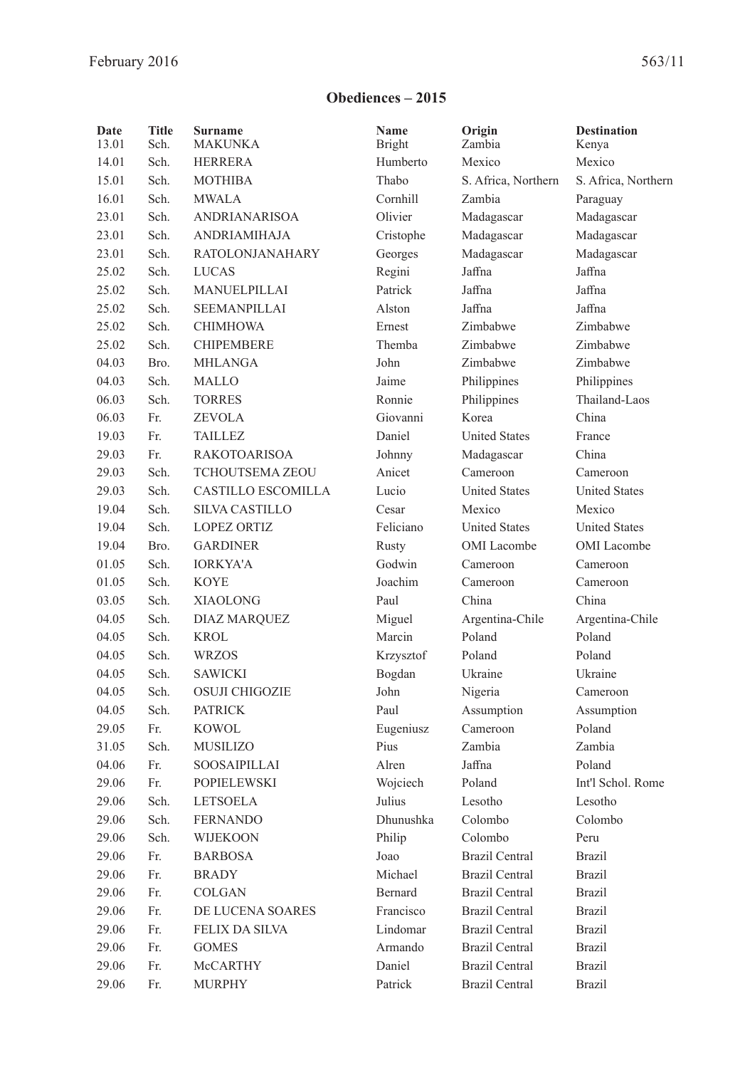## Obediences – 2015

| Date | Title | Surname | Name | Origin | Destination |
|---|---|---|---|---|---|
| 13.01 | Sch. | MAKUNKA | Bright | Zambia | Kenya |
| 14.01 | Sch. | HERRERA | Humberto | Mexico | Mexico |
| 15.01 | Sch. | MOTHIBA | Thabo | S. Africa, Northern | S. Africa, Northern |
| 16.01 | Sch. | MWALA | Cornhill | Zambia | Paraguay |
| 23.01 | Sch. | ANDRIANARISOA | Olivier | Madagascar | Madagascar |
| 23.01 | Sch. | ANDRIAMIHAJA | Cristophe | Madagascar | Madagascar |
| 23.01 | Sch. | RATOLONJANAHARY | Georges | Madagascar | Madagascar |
| 25.02 | Sch. | LUCAS | Regini | Jaffna | Jaffna |
| 25.02 | Sch. | MANUELPILLAI | Patrick | Jaffna | Jaffna |
| 25.02 | Sch. | SEEMANPILLAI | Alston | Jaffna | Jaffna |
| 25.02 | Sch. | CHIMHOWA | Ernest | Zimbabwe | Zimbabwe |
| 25.02 | Sch. | CHIPEMBERE | Themba | Zimbabwe | Zimbabwe |
| 04.03 | Bro. | MHLANGA | John | Zimbabwe | Zimbabwe |
| 04.03 | Sch. | MALLO | Jaime | Philippines | Philippines |
| 06.03 | Sch. | TORRES | Ronnie | Philippines | Thailand-Laos |
| 06.03 | Fr. | ZEVOLA | Giovanni | Korea | China |
| 19.03 | Fr. | TAILLEZ | Daniel | United States | France |
| 29.03 | Fr. | RAKOTOARISOA | Johnny | Madagascar | China |
| 29.03 | Sch. | TCHOUTSEMA ZEOU | Anicet | Cameroon | Cameroon |
| 29.03 | Sch. | CASTILLO ESCOMILLA | Lucio | United States | United States |
| 19.04 | Sch. | SILVA CASTILLO | Cesar | Mexico | Mexico |
| 19.04 | Sch. | LOPEZ ORTIZ | Feliciano | United States | United States |
| 19.04 | Bro. | GARDINER | Rusty | OMI Lacombe | OMI Lacombe |
| 01.05 | Sch. | IORKYA'A | Godwin | Cameroon | Cameroon |
| 01.05 | Sch. | KOYE | Joachim | Cameroon | Cameroon |
| 03.05 | Sch. | XIAOLONG | Paul | China | China |
| 04.05 | Sch. | DIAZ MARQUEZ | Miguel | Argentina-Chile | Argentina-Chile |
| 04.05 | Sch. | KROL | Marcin | Poland | Poland |
| 04.05 | Sch. | WRZOS | Krzysztof | Poland | Poland |
| 04.05 | Sch. | SAWICKI | Bogdan | Ukraine | Ukraine |
| 04.05 | Sch. | OSUJI CHIGOZIE | John | Nigeria | Cameroon |
| 04.05 | Sch. | PATRICK | Paul | Assumption | Assumption |
| 29.05 | Fr. | KOWOL | Eugeniusz | Cameroon | Poland |
| 31.05 | Sch. | MUSILIZO | Pius | Zambia | Zambia |
| 04.06 | Fr. | SOOSAIPILLAI | Alren | Jaffna | Poland |
| 29.06 | Fr. | POPIELEWSKI | Wojciech | Poland | Int'l Schol. Rome |
| 29.06 | Sch. | LETSOELA | Julius | Lesotho | Lesotho |
| 29.06 | Sch. | FERNANDO | Dhunushka | Colombo | Colombo |
| 29.06 | Sch. | WIJEKOON | Philip | Colombo | Peru |
| 29.06 | Fr. | BARBOSA | Joao | Brazil Central | Brazil |
| 29.06 | Fr. | BRADY | Michael | Brazil Central | Brazil |
| 29.06 | Fr. | COLGAN | Bernard | Brazil Central | Brazil |
| 29.06 | Fr. | DE LUCENA SOARES | Francisco | Brazil Central | Brazil |
| 29.06 | Fr. | FELIX DA SILVA | Lindomar | Brazil Central | Brazil |
| 29.06 | Fr. | GOMES | Armando | Brazil Central | Brazil |
| 29.06 | Fr. | McCARTHY | Daniel | Brazil Central | Brazil |
| 29.06 | Fr. | MURPHY | Patrick | Brazil Central | Brazil |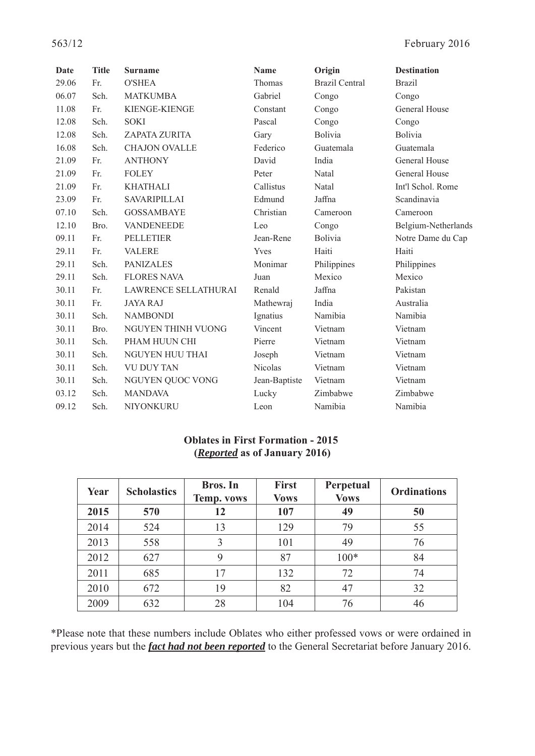| Date | Title | Surname | Name | Origin | Destination |
|---|---|---|---|---|---|
| 29.06 | Fr. | O'SHEA | Thomas | Brazil Central | Brazil |
| 06.07 | Sch. | MATKUMBA | Gabriel | Congo | Congo |
| 11.08 | Fr. | KIENGE-KIENGE | Constant | Congo | General House |
| 12.08 | Sch. | SOKI | Pascal | Congo | Congo |
| 12.08 | Sch. | ZAPATA ZURITA | Gary | Bolivia | Bolivia |
| 16.08 | Sch. | CHAJON OVALLE | Federico | Guatemala | Guatemala |
| 21.09 | Fr. | ANTHONY | David | India | General House |
| 21.09 | Fr. | FOLEY | Peter | Natal | General House |
| 21.09 | Fr. | KHATHALI | Callistus | Natal | Int'l Schol. Rome |
| 23.09 | Fr. | SAVARIPILLAI | Edmund | Jaffna | Scandinavia |
| 07.10 | Sch. | GOSSAMBAYE | Christian | Cameroon | Cameroon |
| 12.10 | Bro. | VANDENEEDE | Leo | Congo | Belgium-Netherlands |
| 09.11 | Fr. | PELLETIER | Jean-Rene | Bolivia | Notre Dame du Cap |
| 29.11 | Fr. | VALERE | Yves | Haiti | Haiti |
| 29.11 | Sch. | PANIZALES | Monimar | Philippines | Philippines |
| 29.11 | Sch. | FLORES NAVA | Juan | Mexico | Mexico |
| 30.11 | Fr. | LAWRENCE SELLATHURAI | Renald | Jaffna | Pakistan |
| 30.11 | Fr. | JAYA RAJ | Mathewraj | India | Australia |
| 30.11 | Sch. | NAMBONDI | Ignatius | Namibia | Namibia |
| 30.11 | Bro. | NGUYEN THINH VUONG | Vincent | Vietnam | Vietnam |
| 30.11 | Sch. | PHAM HUUN CHI | Pierre | Vietnam | Vietnam |
| 30.11 | Sch. | NGUYEN HUU THAI | Joseph | Vietnam | Vietnam |
| 30.11 | Sch. | VU DUY TAN | Nicolas | Vietnam | Vietnam |
| 30.11 | Sch. | NGUYEN QUOC VONG | Jean-Baptiste | Vietnam | Vietnam |
| 03.12 | Sch. | MANDAVA | Lucky | Zimbabwe | Zimbabwe |
| 09.12 | Sch. | NIYONKURU | Leon | Namibia | Namibia |

**Oblates in First Formation - 2015**
**(*Reported* as of January 2016)**

| Year | Scholastics | Bros. In Temp. vows | First Vows | Perpetual Vows | Ordinations |
|---|---|---|---|---|---|
| **2015** | **570** | **12** | **107** | **49** | **50** |
| 2014 | 524 | 13 | 129 | 79 | 55 |
| 2013 | 558 | 3 | 101 | 49 | 76 |
| 2012 | 627 | 9 | 87 | 100* | 84 |
| 2011 | 685 | 17 | 132 | 72 | 74 |
| 2010 | 672 | 19 | 82 | 47 | 32 |
| 2009 | 632 | 28 | 104 | 76 | 46 |

*Please note that these numbers include Oblates who either professed vows or were ordained in previous years but the ***fact had not been reported*** to the General Secretariat before January 2016.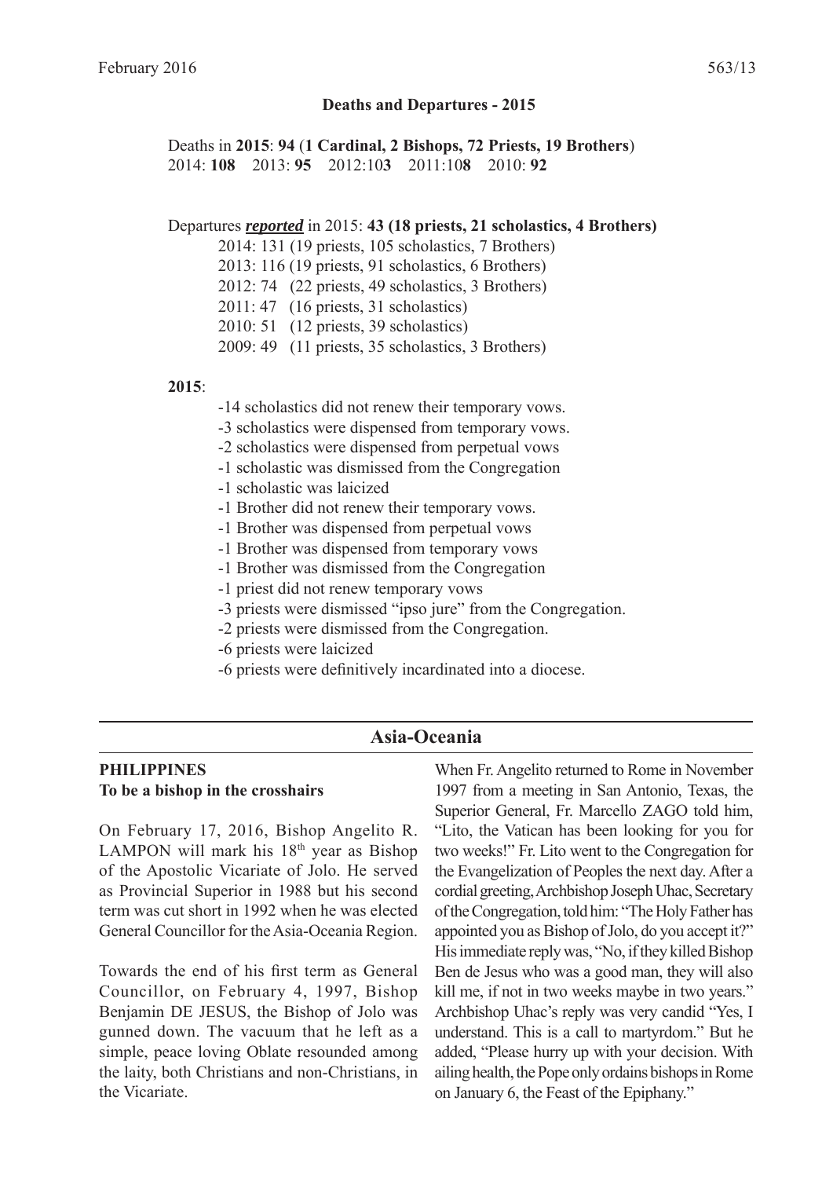## Deaths and Departures - 2015

Deaths in **2015**: **94** (**1 Cardinal, 2 Bishops, 72 Priests, 19 Brothers**)
2014: **108** 2013: **95** 2012:10**3** 2011:10**8** 2010: **92**

Departures ***reported*** in 2015: **43 (18 priests, 21 scholastics, 4 Brothers)**

2014: 131 (19 priests, 105 scholastics, 7 Brothers)
2013: 116 (19 priests, 91 scholastics, 6 Brothers)
2012: 74 (22 priests, 49 scholastics, 3 Brothers)
2011: 47 (16 priests, 31 scholastics)
2010: 51 (12 priests, 39 scholastics)
2009: 49 (11 priests, 35 scholastics, 3 Brothers)

**2015**:

-14 scholastics did not renew their temporary vows.
-3 scholastics were dispensed from temporary vows.
-2 scholastics were dispensed from perpetual vows
-1 scholastic was dismissed from the Congregation
-1 scholastic was laicized
-1 Brother did not renew their temporary vows.
-1 Brother was dispensed from perpetual vows
-1 Brother was dispensed from temporary vows
-1 Brother was dismissed from the Congregation
-1 priest did not renew temporary vows
-3 priests were dismissed "ipso jure" from the Congregation.
-2 priests were dismissed from the Congregation.
-6 priests were laicized
-6 priests were definitively incardinated into a diocese.

# Asia-Oceania

## PHILIPPINES

### To be a bishop in the crosshairs

On February 17, 2016, Bishop Angelito R. LAMPON will mark his 18th year as Bishop of the Apostolic Vicariate of Jolo. He served as Provincial Superior in 1988 but his second term was cut short in 1992 when he was elected General Councillor for the Asia-Oceania Region.

Towards the end of his first term as General Councillor, on February 4, 1997, Bishop Benjamin DE JESUS, the Bishop of Jolo was gunned down. The vacuum that he left as a simple, peace loving Oblate resounded among the laity, both Christians and non-Christians, in the Vicariate.

When Fr. Angelito returned to Rome in November 1997 from a meeting in San Antonio, Texas, the Superior General, Fr. Marcello ZAGO told him, "Lito, the Vatican has been looking for you for two weeks!" Fr. Lito went to the Congregation for the Evangelization of Peoples the next day. After a cordial greeting, Archbishop Joseph Uhac, Secretary of the Congregation, told him: "The Holy Father has appointed you as Bishop of Jolo, do you accept it?" His immediate reply was, "No, if they killed Bishop Ben de Jesus who was a good man, they will also kill me, if not in two weeks maybe in two years." Archbishop Uhac's reply was very candid "Yes, I understand. This is a call to martyrdom." But he added, "Please hurry up with your decision. With ailing health, the Pope only ordains bishops in Rome on January 6, the Feast of the Epiphany."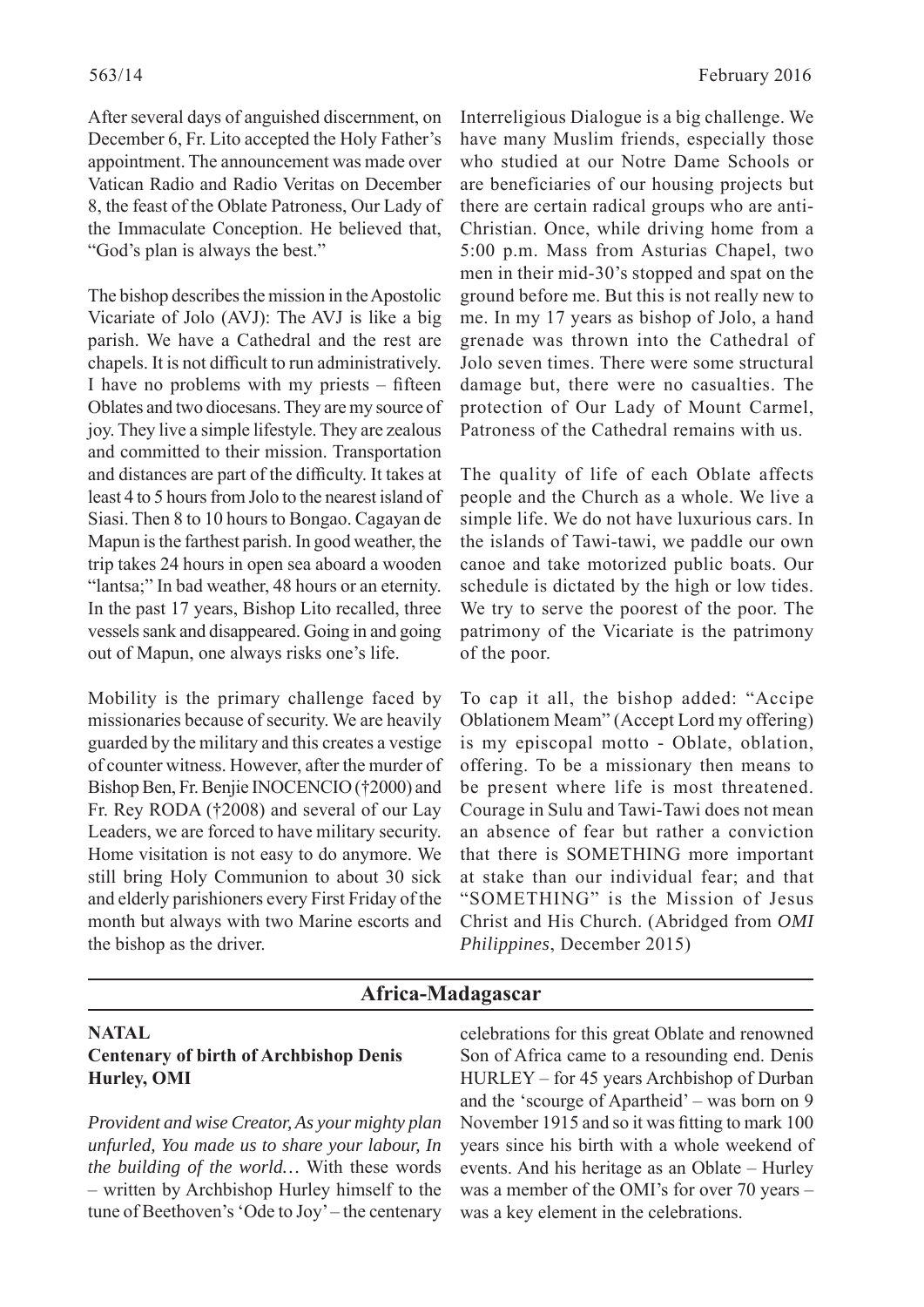After several days of anguished discernment, on December 6, Fr. Lito accepted the Holy Father's appointment. The announcement was made over Vatican Radio and Radio Veritas on December 8, the feast of the Oblate Patroness, Our Lady of the Immaculate Conception. He believed that, "God's plan is always the best."

The bishop describes the mission in the Apostolic Vicariate of Jolo (AVJ): The AVJ is like a big parish. We have a Cathedral and the rest are chapels. It is not difficult to run administratively. I have no problems with my priests – fifteen Oblates and two diocesans. They are my source of joy. They live a simple lifestyle. They are zealous and committed to their mission. Transportation and distances are part of the difficulty. It takes at least 4 to 5 hours from Jolo to the nearest island of Siasi. Then 8 to 10 hours to Bongao. Cagayan de Mapun is the farthest parish. In good weather, the trip takes 24 hours in open sea aboard a wooden "lantsa;" In bad weather, 48 hours or an eternity. In the past 17 years, Bishop Lito recalled, three vessels sank and disappeared. Going in and going out of Mapun, one always risks one's life.

Mobility is the primary challenge faced by missionaries because of security. We are heavily guarded by the military and this creates a vestige of counter witness. However, after the murder of Bishop Ben, Fr. Benjie INOCENCIO (†2000) and Fr. Rey RODA (†2008) and several of our Lay Leaders, we are forced to have military security. Home visitation is not easy to do anymore. We still bring Holy Communion to about 30 sick and elderly parishioners every First Friday of the month but always with two Marine escorts and the bishop as the driver.

Interreligious Dialogue is a big challenge. We have many Muslim friends, especially those who studied at our Notre Dame Schools or are beneficiaries of our housing projects but there are certain radical groups who are anti-Christian. Once, while driving home from a 5:00 p.m. Mass from Asturias Chapel, two men in their mid-30's stopped and spat on the ground before me. But this is not really new to me. In my 17 years as bishop of Jolo, a hand grenade was thrown into the Cathedral of Jolo seven times. There were some structural damage but, there were no casualties. The protection of Our Lady of Mount Carmel, Patroness of the Cathedral remains with us.

The quality of life of each Oblate affects people and the Church as a whole. We live a simple life. We do not have luxurious cars. In the islands of Tawi-tawi, we paddle our own canoe and take motorized public boats. Our schedule is dictated by the high or low tides. We try to serve the poorest of the poor. The patrimony of the Vicariate is the patrimony of the poor.

To cap it all, the bishop added: "Accipe Oblationem Meam" (Accept Lord my offering) is my episcopal motto - Oblate, oblation, offering. To be a missionary then means to be present where life is most threatened. Courage in Sulu and Tawi-Tawi does not mean an absence of fear but rather a conviction that there is SOMETHING more important at stake than our individual fear; and that "SOMETHING" is the Mission of Jesus Christ and His Church. (Abridged from *OMI Philippines*, December 2015)

## Africa-Madagascar

### NATAL
### Centenary of birth of Archbishop Denis Hurley, OMI

*Provident and wise Creator, As your mighty plan unfurled, You made us to share your labour, In the building of the world…* With these words – written by Archbishop Hurley himself to the tune of Beethoven's 'Ode to Joy' – the centenary celebrations for this great Oblate and renowned Son of Africa came to a resounding end. Denis HURLEY – for 45 years Archbishop of Durban and the 'scourge of Apartheid' – was born on 9 November 1915 and so it was fitting to mark 100 years since his birth with a whole weekend of events. And his heritage as an Oblate – Hurley was a member of the OMI's for over 70 years – was a key element in the celebrations.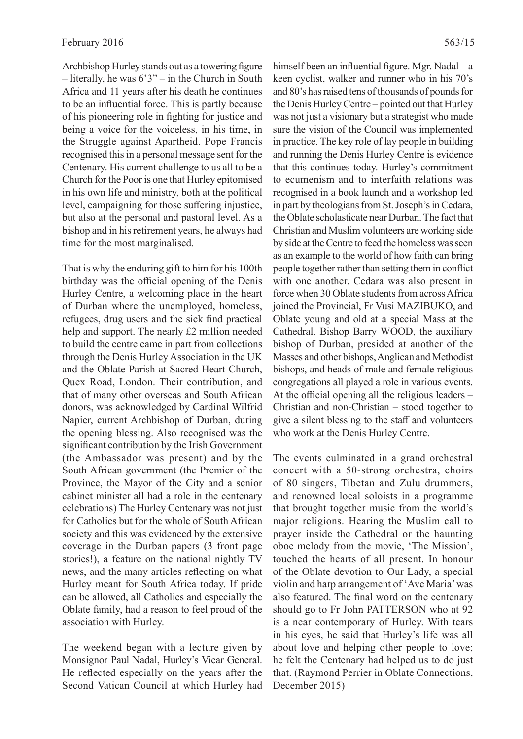Archbishop Hurley stands out as a towering figure – literally, he was 6'3" – in the Church in South Africa and 11 years after his death he continues to be an influential force. This is partly because of his pioneering role in fighting for justice and being a voice for the voiceless, in his time, in the Struggle against Apartheid. Pope Francis recognised this in a personal message sent for the Centenary. His current challenge to us all to be a Church for the Poor is one that Hurley epitomised in his own life and ministry, both at the political level, campaigning for those suffering injustice, but also at the personal and pastoral level. As a bishop and in his retirement years, he always had time for the most marginalised.

That is why the enduring gift to him for his 100th birthday was the official opening of the Denis Hurley Centre, a welcoming place in the heart of Durban where the unemployed, homeless, refugees, drug users and the sick find practical help and support. The nearly £2 million needed to build the centre came in part from collections through the Denis Hurley Association in the UK and the Oblate Parish at Sacred Heart Church, Quex Road, London. Their contribution, and that of many other overseas and South African donors, was acknowledged by Cardinal Wilfrid Napier, current Archbishop of Durban, during the opening blessing. Also recognised was the significant contribution by the Irish Government (the Ambassador was present) and by the South African government (the Premier of the Province, the Mayor of the City and a senior cabinet minister all had a role in the centenary celebrations) The Hurley Centenary was not just for Catholics but for the whole of South African society and this was evidenced by the extensive coverage in the Durban papers (3 front page stories!), a feature on the national nightly TV news, and the many articles reflecting on what Hurley meant for South Africa today. If pride can be allowed, all Catholics and especially the Oblate family, had a reason to feel proud of the association with Hurley.

The weekend began with a lecture given by Monsignor Paul Nadal, Hurley's Vicar General. He reflected especially on the years after the Second Vatican Council at which Hurley had himself been an influential figure. Mgr. Nadal – a keen cyclist, walker and runner who in his 70's and 80's has raised tens of thousands of pounds for the Denis Hurley Centre – pointed out that Hurley was not just a visionary but a strategist who made sure the vision of the Council was implemented in practice. The key role of lay people in building and running the Denis Hurley Centre is evidence that this continues today. Hurley's commitment to ecumenism and to interfaith relations was recognised in a book launch and a workshop led in part by theologians from St. Joseph's in Cedara, the Oblate scholasticate near Durban. The fact that Christian and Muslim volunteers are working side by side at the Centre to feed the homeless was seen as an example to the world of how faith can bring people together rather than setting them in conflict with one another. Cedara was also present in force when 30 Oblate students from across Africa joined the Provincial, Fr Vusi MAZIBUKO, and Oblate young and old at a special Mass at the Cathedral. Bishop Barry WOOD, the auxiliary bishop of Durban, presided at another of the Masses and other bishops, Anglican and Methodist bishops, and heads of male and female religious congregations all played a role in various events. At the official opening all the religious leaders – Christian and non-Christian – stood together to give a silent blessing to the staff and volunteers who work at the Denis Hurley Centre.

The events culminated in a grand orchestral concert with a 50-strong orchestra, choirs of 80 singers, Tibetan and Zulu drummers, and renowned local soloists in a programme that brought together music from the world's major religions. Hearing the Muslim call to prayer inside the Cathedral or the haunting oboe melody from the movie, 'The Mission', touched the hearts of all present. In honour of the Oblate devotion to Our Lady, a special violin and harp arrangement of 'Ave Maria' was also featured. The final word on the centenary should go to Fr John PATTERSON who at 92 is a near contemporary of Hurley. With tears in his eyes, he said that Hurley's life was all about love and helping other people to love; he felt the Centenary had helped us to do just that. (Raymond Perrier in Oblate Connections, December 2015)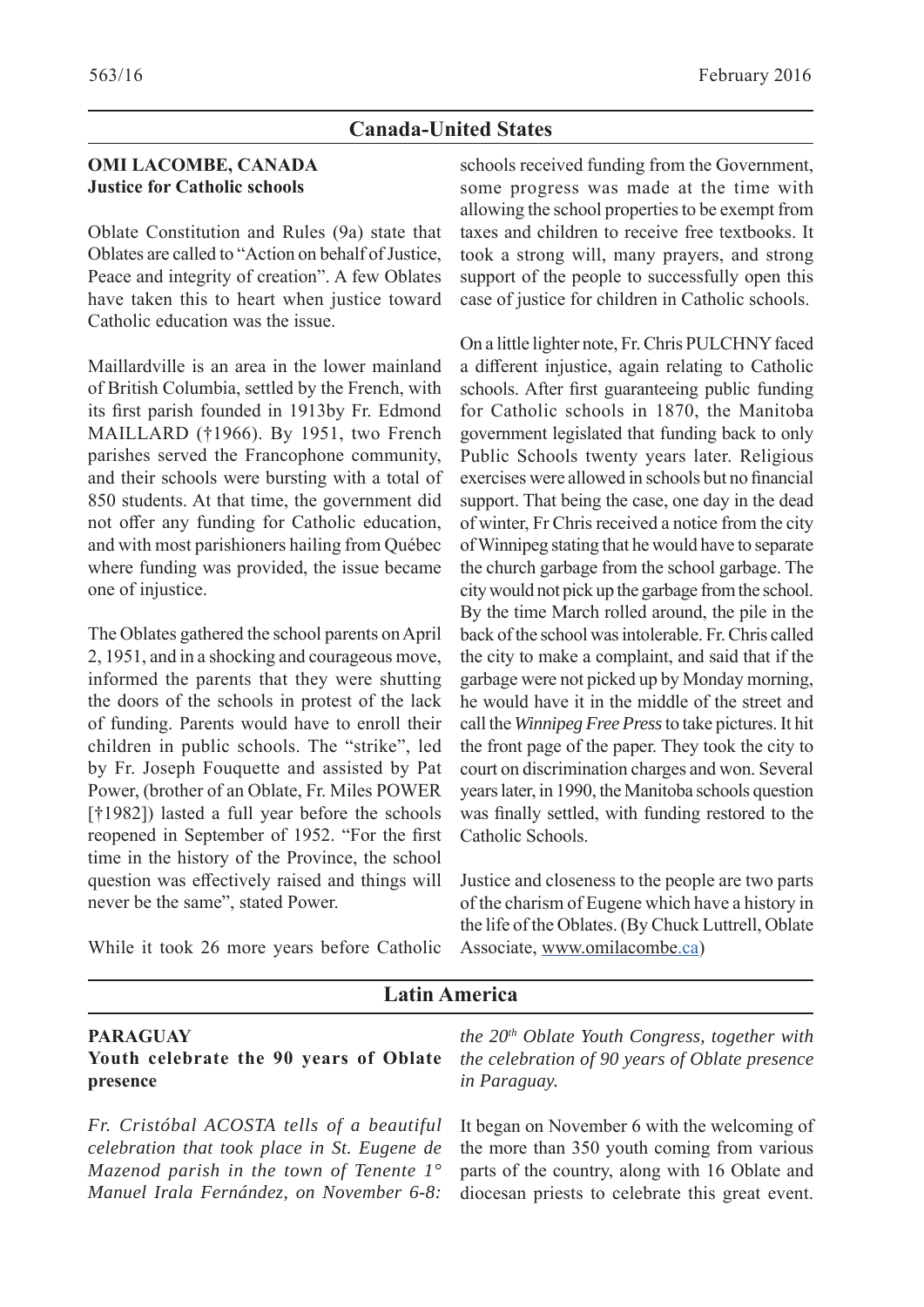## Canada-United States

### OMI LACOMBE, CANADA
**Justice for Catholic schools**

Oblate Constitution and Rules (9a) state that Oblates are called to "Action on behalf of Justice, Peace and integrity of creation". A few Oblates have taken this to heart when justice toward Catholic education was the issue.

Maillardville is an area in the lower mainland of British Columbia, settled by the French, with its first parish founded in 1913by Fr. Edmond MAILLARD (†1966). By 1951, two French parishes served the Francophone community, and their schools were bursting with a total of 850 students. At that time, the government did not offer any funding for Catholic education, and with most parishioners hailing from Québec where funding was provided, the issue became one of injustice.

The Oblates gathered the school parents on April 2, 1951, and in a shocking and courageous move, informed the parents that they were shutting the doors of the schools in protest of the lack of funding. Parents would have to enroll their children in public schools. The "strike", led by Fr. Joseph Fouquette and assisted by Pat Power, (brother of an Oblate, Fr. Miles POWER [†1982]) lasted a full year before the schools reopened in September of 1952. "For the first time in the history of the Province, the school question was effectively raised and things will never be the same", stated Power.

While it took 26 more years before Catholic schools received funding from the Government, some progress was made at the time with allowing the school properties to be exempt from taxes and children to receive free textbooks. It took a strong will, many prayers, and strong support of the people to successfully open this case of justice for children in Catholic schools.

On a little lighter note, Fr. Chris PULCHNY faced a different injustice, again relating to Catholic schools. After first guaranteeing public funding for Catholic schools in 1870, the Manitoba government legislated that funding back to only Public Schools twenty years later. Religious exercises were allowed in schools but no financial support. That being the case, one day in the dead of winter, Fr Chris received a notice from the city of Winnipeg stating that he would have to separate the church garbage from the school garbage. The city would not pick up the garbage from the school. By the time March rolled around, the pile in the back of the school was intolerable. Fr. Chris called the city to make a complaint, and said that if the garbage were not picked up by Monday morning, he would have it in the middle of the street and call the *Winnipeg Free Press* to take pictures. It hit the front page of the paper. They took the city to court on discrimination charges and won. Several years later, in 1990, the Manitoba schools question was finally settled, with funding restored to the Catholic Schools.

Justice and closeness to the people are two parts of the charism of Eugene which have a history in the life of the Oblates. (By Chuck Luttrell, Oblate Associate, www.omilacombe.ca)

## Latin America

### PARAGUAY
**Youth celebrate the 90 years of Oblate presence**

*Fr. Cristóbal ACOSTA tells of a beautiful celebration that took place in St. Eugene de Mazenod parish in the town of Tenente 1° Manuel Irala Fernández, on November 6-8: the 20th Oblate Youth Congress, together with the celebration of 90 years of Oblate presence in Paraguay.*

It began on November 6 with the welcoming of the more than 350 youth coming from various parts of the country, along with 16 Oblate and diocesan priests to celebrate this great event.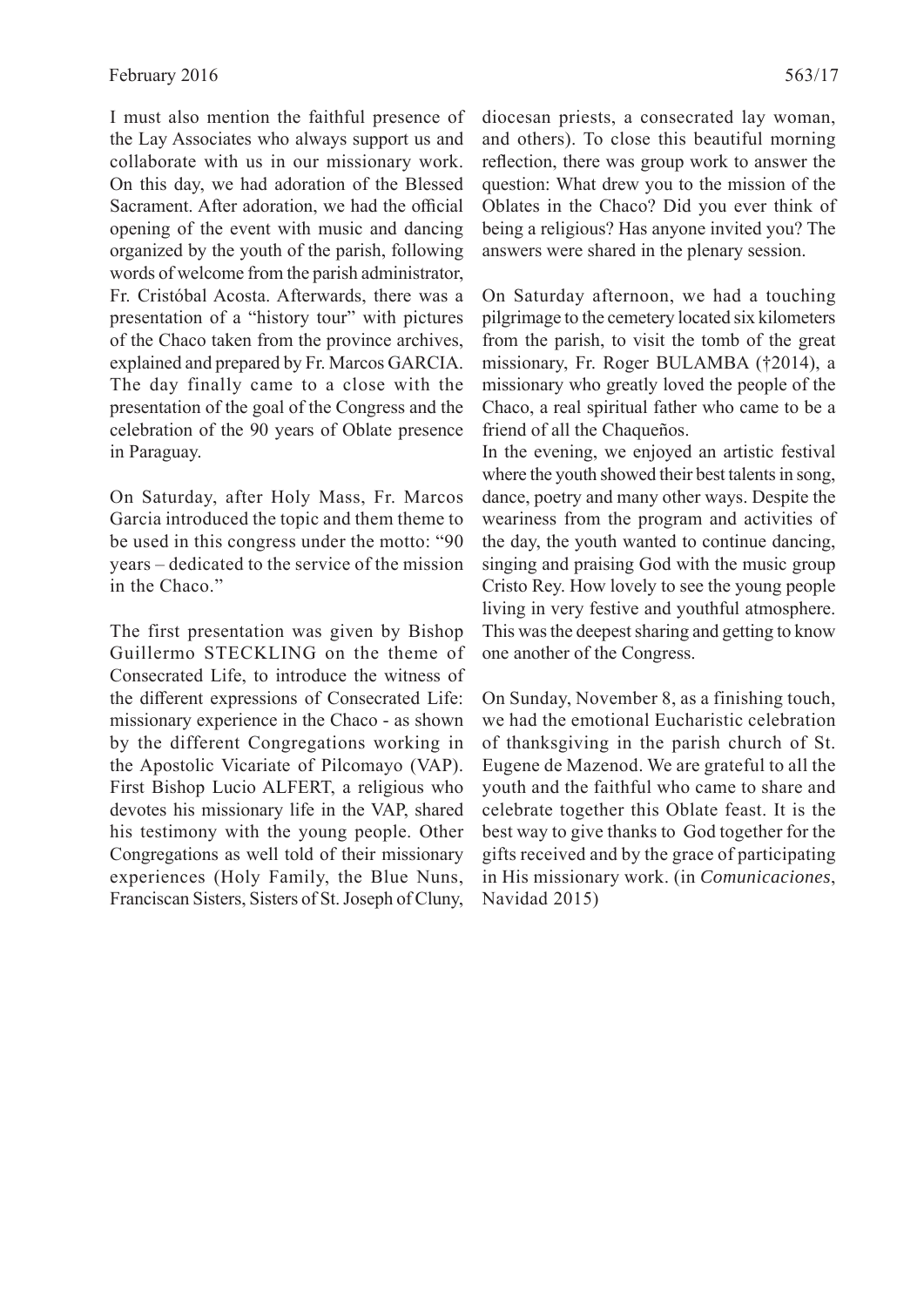I must also mention the faithful presence of the Lay Associates who always support us and collaborate with us in our missionary work. On this day, we had adoration of the Blessed Sacrament. After adoration, we had the official opening of the event with music and dancing organized by the youth of the parish, following words of welcome from the parish administrator, Fr. Cristóbal Acosta. Afterwards, there was a presentation of a "history tour" with pictures of the Chaco taken from the province archives, explained and prepared by Fr. Marcos GARCIA. The day finally came to a close with the presentation of the goal of the Congress and the celebration of the 90 years of Oblate presence in Paraguay.

On Saturday, after Holy Mass, Fr. Marcos Garcia introduced the topic and them theme to be used in this congress under the motto: "90 years – dedicated to the service of the mission in the Chaco."

The first presentation was given by Bishop Guillermo STECKLING on the theme of Consecrated Life, to introduce the witness of the different expressions of Consecrated Life: missionary experience in the Chaco - as shown by the different Congregations working in the Apostolic Vicariate of Pilcomayo (VAP). First Bishop Lucio ALFERT, a religious who devotes his missionary life in the VAP, shared his testimony with the young people. Other Congregations as well told of their missionary experiences (Holy Family, the Blue Nuns, Franciscan Sisters, Sisters of St. Joseph of Cluny, diocesan priests, a consecrated lay woman, and others). To close this beautiful morning reflection, there was group work to answer the question: What drew you to the mission of the Oblates in the Chaco? Did you ever think of being a religious? Has anyone invited you? The answers were shared in the plenary session.

On Saturday afternoon, we had a touching pilgrimage to the cemetery located six kilometers from the parish, to visit the tomb of the great missionary, Fr. Roger BULAMBA (†2014), a missionary who greatly loved the people of the Chaco, a real spiritual father who came to be a friend of all the Chaqueños.

In the evening, we enjoyed an artistic festival where the youth showed their best talents in song, dance, poetry and many other ways. Despite the weariness from the program and activities of the day, the youth wanted to continue dancing, singing and praising God with the music group Cristo Rey. How lovely to see the young people living in very festive and youthful atmosphere. This was the deepest sharing and getting to know one another of the Congress.

On Sunday, November 8, as a finishing touch, we had the emotional Eucharistic celebration of thanksgiving in the parish church of St. Eugene de Mazenod. We are grateful to all the youth and the faithful who came to share and celebrate together this Oblate feast. It is the best way to give thanks to God together for the gifts received and by the grace of participating in His missionary work. (in *Comunicaciones*, Navidad 2015)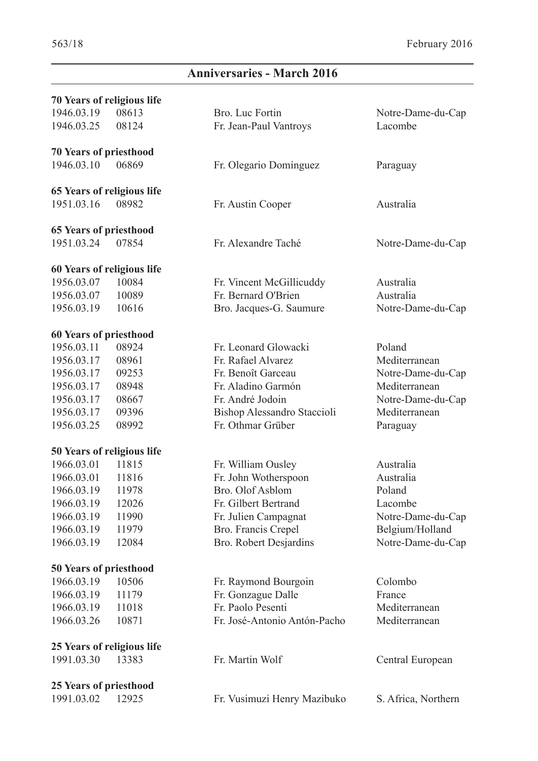## Anniversaries - March 2016

**70 Years of religious life**

| | | | |
|---|---|---|---|
| 1946.03.19 | 08613 | Bro. Luc Fortin | Notre-Dame-du-Cap |
| 1946.03.25 | 08124 | Fr. Jean-Paul Vantroys | Lacombe |

**70 Years of priesthood**

| | | | |
|---|---|---|---|
| 1946.03.10 | 06869 | Fr. Olegario Domínguez | Paraguay |

**65 Years of religious life**

| | | | |
|---|---|---|---|
| 1951.03.16 | 08982 | Fr. Austin Cooper | Australia |

**65 Years of priesthood**

| | | | |
|---|---|---|---|
| 1951.03.24 | 07854 | Fr. Alexandre Taché | Notre-Dame-du-Cap |

**60 Years of religious life**

| | | | |
|---|---|---|---|
| 1956.03.07 | 10084 | Fr. Vincent McGillicuddy | Australia |
| 1956.03.07 | 10089 | Fr. Bernard O'Brien | Australia |
| 1956.03.19 | 10616 | Bro. Jacques-G. Saumure | Notre-Dame-du-Cap |

**60 Years of priesthood**

| | | | |
|---|---|---|---|
| 1956.03.11 | 08924 | Fr. Leonard Glowacki | Poland |
| 1956.03.17 | 08961 | Fr. Rafael Alvarez | Mediterranean |
| 1956.03.17 | 09253 | Fr. Benoît Garceau | Notre-Dame-du-Cap |
| 1956.03.17 | 08948 | Fr. Aladino Garmón | Mediterranean |
| 1956.03.17 | 08667 | Fr. André Jodoin | Notre-Dame-du-Cap |
| 1956.03.17 | 09396 | Bishop Alessandro Staccioli | Mediterranean |
| 1956.03.25 | 08992 | Fr. Othmar Grüber | Paraguay |

**50 Years of religious life**

| | | | |
|---|---|---|---|
| 1966.03.01 | 11815 | Fr. William Ousley | Australia |
| 1966.03.01 | 11816 | Fr. John Wotherspoon | Australia |
| 1966.03.19 | 11978 | Bro. Olof Asblom | Poland |
| 1966.03.19 | 12026 | Fr. Gilbert Bertrand | Lacombe |
| 1966.03.19 | 11990 | Fr. Julien Campagnat | Notre-Dame-du-Cap |
| 1966.03.19 | 11979 | Bro. Francis Crepel | Belgium/Holland |
| 1966.03.19 | 12084 | Bro. Robert Desjardins | Notre-Dame-du-Cap |

**50 Years of priesthood**

| | | | |
|---|---|---|---|
| 1966.03.19 | 10506 | Fr. Raymond Bourgoin | Colombo |
| 1966.03.19 | 11179 | Fr. Gonzague Dalle | France |
| 1966.03.19 | 11018 | Fr. Paolo Pesenti | Mediterranean |
| 1966.03.26 | 10871 | Fr. José-Antonio Antón-Pacho | Mediterranean |

**25 Years of religious life**

| | | | |
|---|---|---|---|
| 1991.03.30 | 13383 | Fr. Martin Wolf | Central European |

**25 Years of priesthood**

| | | | |
|---|---|---|---|
| 1991.03.02 | 12925 | Fr. Vusimuzi Henry Mazibuko | S. Africa, Northern |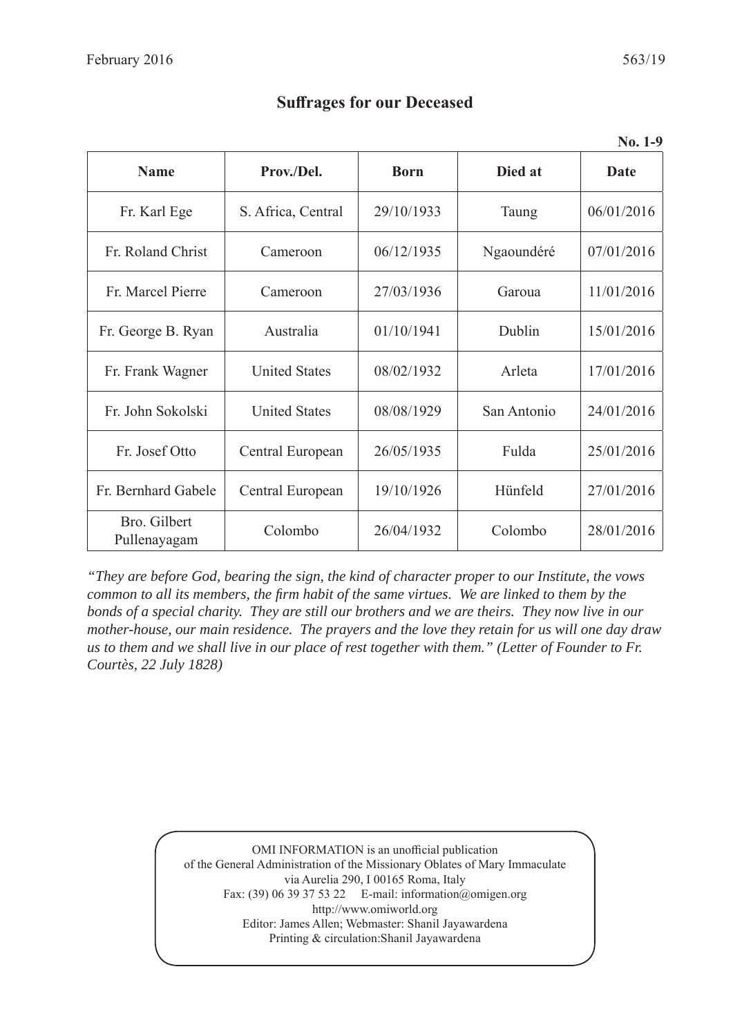## Suffrages for our Deceased

**No. 1-9**

| Name | Prov./Del. | Born | Died at | Date |
|---|---|---|---|---|
| Fr. Karl Ege | S. Africa, Central | 29/10/1933 | Taung | 06/01/2016 |
| Fr. Roland Christ | Cameroon | 06/12/1935 | Ngaoundéré | 07/01/2016 |
| Fr. Marcel Pierre | Cameroon | 27/03/1936 | Garoua | 11/01/2016 |
| Fr. George B. Ryan | Australia | 01/10/1941 | Dublin | 15/01/2016 |
| Fr. Frank Wagner | United States | 08/02/1932 | Arleta | 17/01/2016 |
| Fr. John Sokolski | United States | 08/08/1929 | San Antonio | 24/01/2016 |
| Fr. Josef Otto | Central European | 26/05/1935 | Fulda | 25/01/2016 |
| Fr. Bernhard Gabele | Central European | 19/10/1926 | Hünfeld | 27/01/2016 |
| Bro. Gilbert Pullenayagam | Colombo | 26/04/1932 | Colombo | 28/01/2016 |

*"They are before God, bearing the sign, the kind of character proper to our Institute, the vows common to all its members, the firm habit of the same virtues. We are linked to them by the bonds of a special charity. They are still our brothers and we are theirs. They now live in our mother-house, our main residence. The prayers and the love they retain for us will one day draw us to them and we shall live in our place of rest together with them." (Letter of Founder to Fr. Courtès, 22 July 1828)*

OMI INFORMATION is an unofficial publication
of the General Administration of the Missionary Oblates of Mary Immaculate
via Aurelia 290, I 00165 Roma, Italy
Fax: (39) 06 39 37 53 22 E-mail: information@omigen.org
http://www.omiworld.org
Editor: James Allen; Webmaster: Shanil Jayawardena
Printing & circulation:Shanil Jayawardena